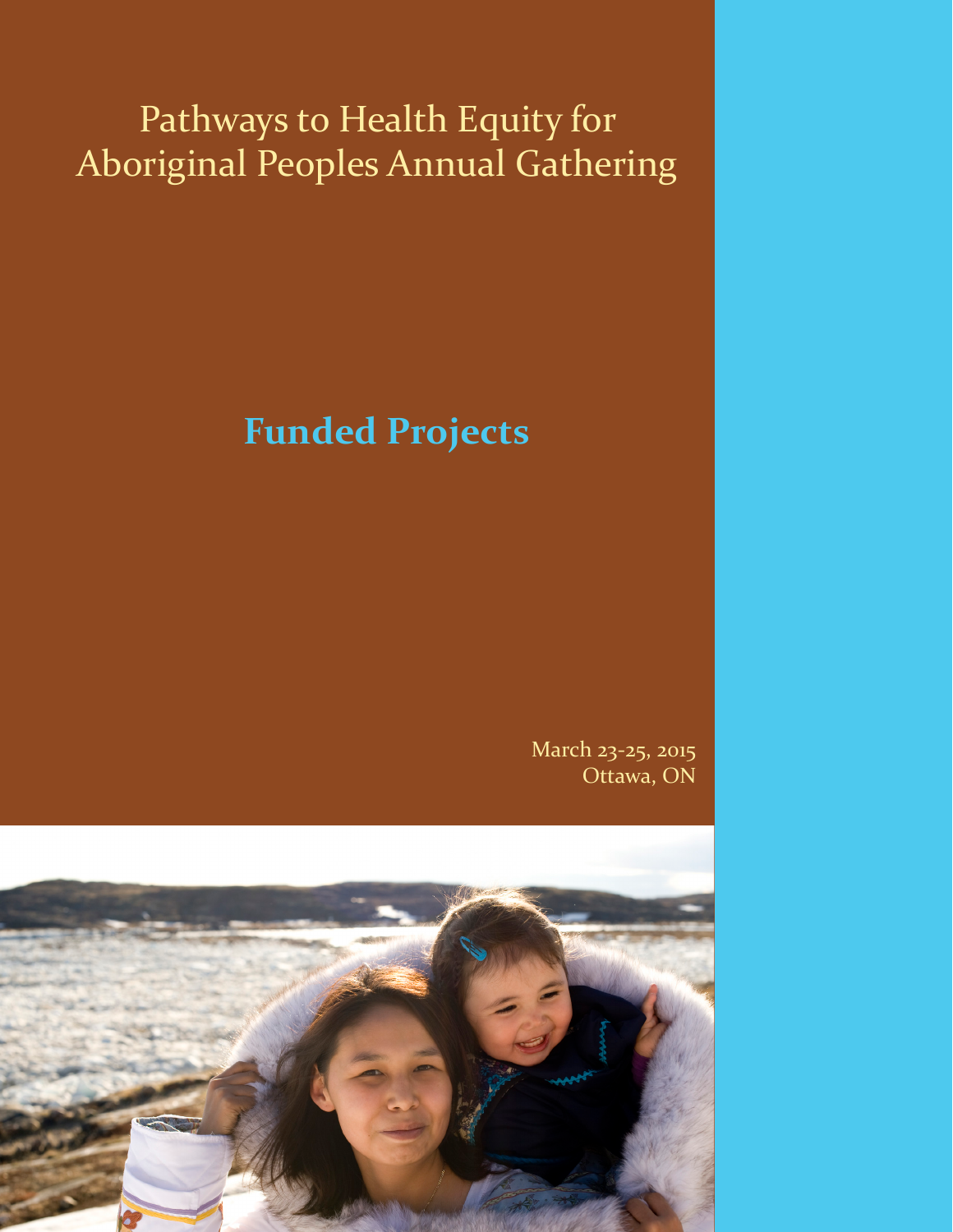# Pathways to Health Equity for Aboriginal Peoples Annual Gathering

## Funded Projects

March 23-25, 2015
Ottawa, ON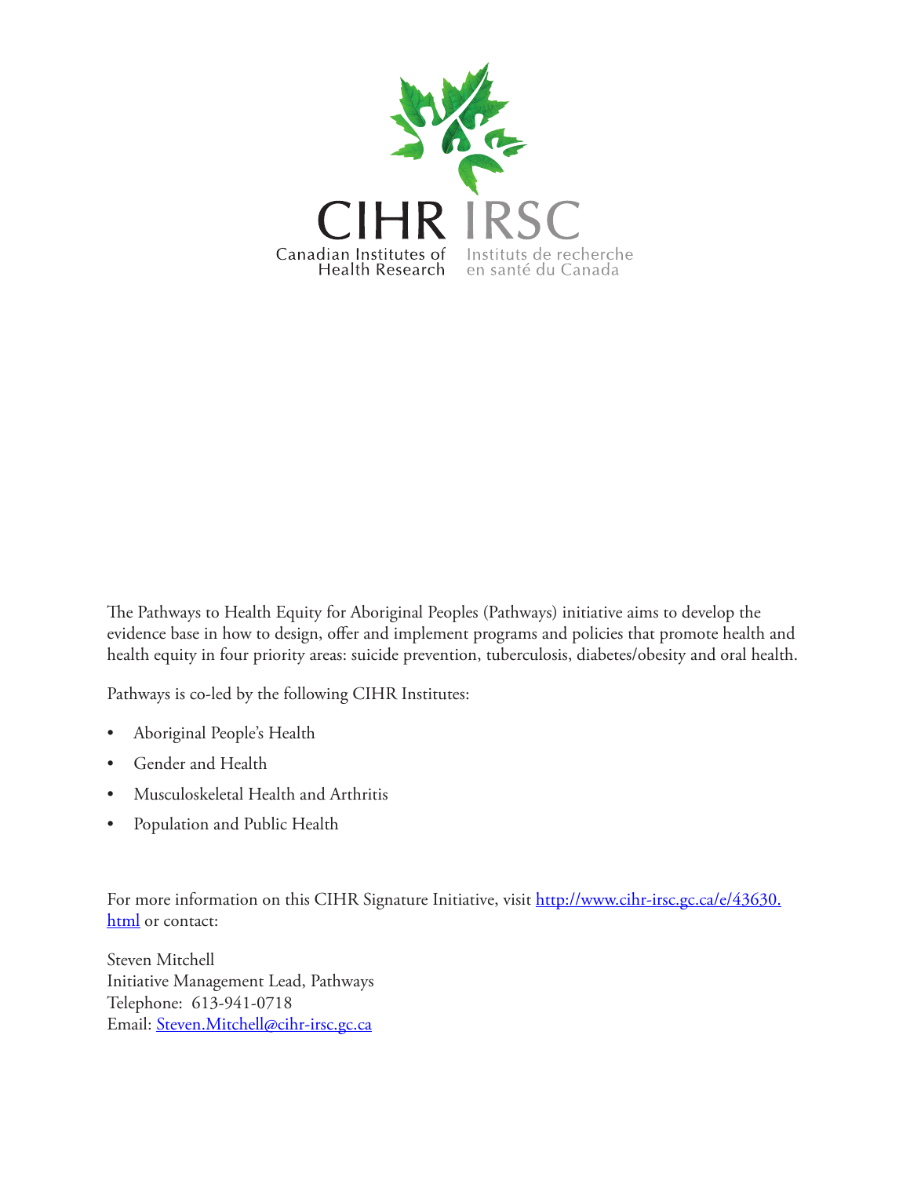CIHR IRSC

Canadian Institutes of Health Research

Instituts de recherche en santé du Canada

The Pathways to Health Equity for Aboriginal Peoples (Pathways) initiative aims to develop the evidence base in how to design, offer and implement programs and policies that promote health and health equity in four priority areas: suicide prevention, tuberculosis, diabetes/obesity and oral health.

Pathways is co-led by the following CIHR Institutes:

- Aboriginal People's Health
- Gender and Health
- Musculoskeletal Health and Arthritis
- Population and Public Health

For more information on this CIHR Signature Initiative, visit [http://www.cihr-irsc.gc.ca/e/43630.html](http://www.cihr-irsc.gc.ca/e/43630.html) or contact:

Steven Mitchell
Initiative Management Lead, Pathways
Telephone: 613-941-0718
Email: [Steven.Mitchell@cihr-irsc.gc.ca](mailto:Steven.Mitchell@cihr-irsc.gc.ca)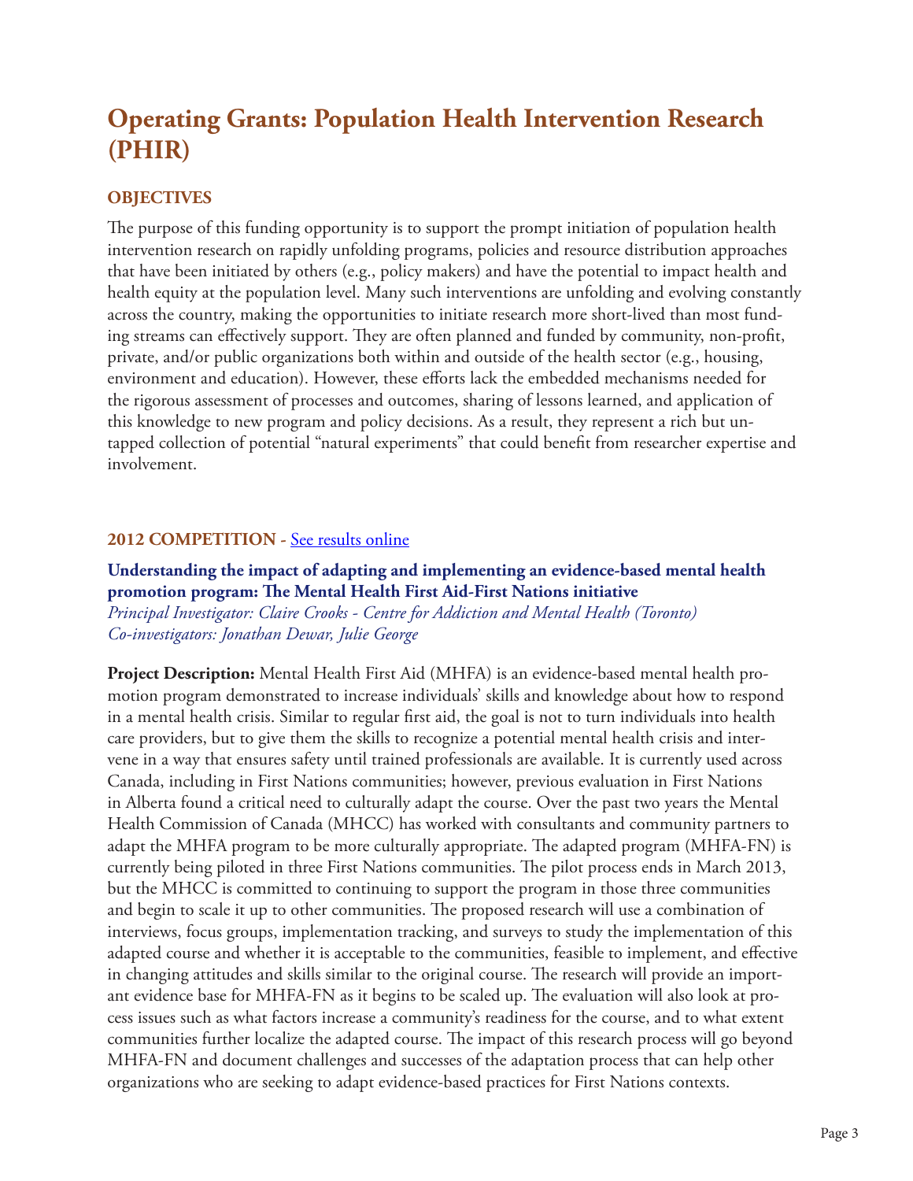# Operating Grants: Population Health Intervention Research (PHIR)

## OBJECTIVES

The purpose of this funding opportunity is to support the prompt initiation of population health intervention research on rapidly unfolding programs, policies and resource distribution approaches that have been initiated by others (e.g., policy makers) and have the potential to impact health and health equity at the population level. Many such interventions are unfolding and evolving constantly across the country, making the opportunities to initiate research more short-lived than most funding streams can effectively support. They are often planned and funded by community, non-profit, private, and/or public organizations both within and outside of the health sector (e.g., housing, environment and education). However, these efforts lack the embedded mechanisms needed for the rigorous assessment of processes and outcomes, sharing of lessons learned, and application of this knowledge to new program and policy decisions. As a result, they represent a rich but untapped collection of potential "natural experiments" that could benefit from researcher expertise and involvement.

## 2012 COMPETITION - See results online

**Understanding the impact of adapting and implementing an evidence-based mental health promotion program: The Mental Health First Aid-First Nations initiative**
*Principal Investigator: Claire Crooks - Centre for Addiction and Mental Health (Toronto)*
*Co-investigators: Jonathan Dewar, Julie George*

**Project Description:** Mental Health First Aid (MHFA) is an evidence-based mental health promotion program demonstrated to increase individuals' skills and knowledge about how to respond in a mental health crisis. Similar to regular first aid, the goal is not to turn individuals into health care providers, but to give them the skills to recognize a potential mental health crisis and intervene in a way that ensures safety until trained professionals are available. It is currently used across Canada, including in First Nations communities; however, previous evaluation in First Nations in Alberta found a critical need to culturally adapt the course. Over the past two years the Mental Health Commission of Canada (MHCC) has worked with consultants and community partners to adapt the MHFA program to be more culturally appropriate. The adapted program (MHFA-FN) is currently being piloted in three First Nations communities. The pilot process ends in March 2013, but the MHCC is committed to continuing to support the program in those three communities and begin to scale it up to other communities. The proposed research will use a combination of interviews, focus groups, implementation tracking, and surveys to study the implementation of this adapted course and whether it is acceptable to the communities, feasible to implement, and effective in changing attitudes and skills similar to the original course. The research will provide an important evidence base for MHFA-FN as it begins to be scaled up. The evaluation will also look at process issues such as what factors increase a community's readiness for the course, and to what extent communities further localize the adapted course. The impact of this research process will go beyond MHFA-FN and document challenges and successes of the adaptation process that can help other organizations who are seeking to adapt evidence-based practices for First Nations contexts.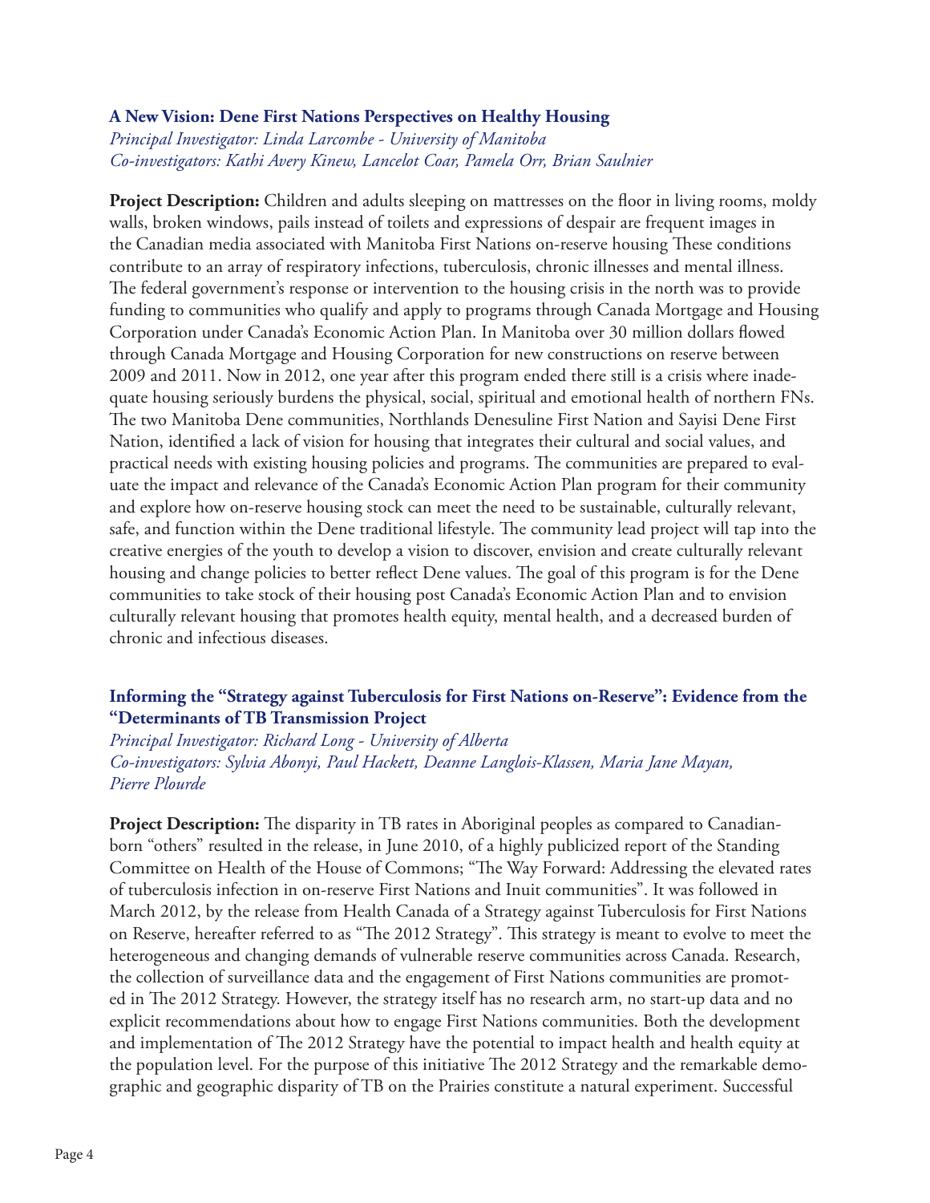### A New Vision: Dene First Nations Perspectives on Healthy Housing

*Principal Investigator: Linda Larcombe - University of Manitoba*
*Co-investigators: Kathi Avery Kinew, Lancelot Coar, Pamela Orr, Brian Saulnier*

**Project Description:** Children and adults sleeping on mattresses on the floor in living rooms, moldy walls, broken windows, pails instead of toilets and expressions of despair are frequent images in the Canadian media associated with Manitoba First Nations on-reserve housing These conditions contribute to an array of respiratory infections, tuberculosis, chronic illnesses and mental illness. The federal government's response or intervention to the housing crisis in the north was to provide funding to communities who qualify and apply to programs through Canada Mortgage and Housing Corporation under Canada's Economic Action Plan. In Manitoba over 30 million dollars flowed through Canada Mortgage and Housing Corporation for new constructions on reserve between 2009 and 2011. Now in 2012, one year after this program ended there still is a crisis where inadequate housing seriously burdens the physical, social, spiritual and emotional health of northern FNs. The two Manitoba Dene communities, Northlands Denesuline First Nation and Sayisi Dene First Nation, identified a lack of vision for housing that integrates their cultural and social values, and practical needs with existing housing policies and programs. The communities are prepared to evaluate the impact and relevance of the Canada's Economic Action Plan program for their community and explore how on-reserve housing stock can meet the need to be sustainable, culturally relevant, safe, and function within the Dene traditional lifestyle. The community lead project will tap into the creative energies of the youth to develop a vision to discover, envision and create culturally relevant housing and change policies to better reflect Dene values. The goal of this program is for the Dene communities to take stock of their housing post Canada's Economic Action Plan and to envision culturally relevant housing that promotes health equity, mental health, and a decreased burden of chronic and infectious diseases.

### Informing the "Strategy against Tuberculosis for First Nations on-Reserve": Evidence from the "Determinants of TB Transmission Project

*Principal Investigator: Richard Long - University of Alberta*
*Co-investigators: Sylvia Abonyi, Paul Hackett, Deanne Langlois-Klassen, Maria Jane Mayan, Pierre Plourde*

**Project Description:** The disparity in TB rates in Aboriginal peoples as compared to Canadian-born "others" resulted in the release, in June 2010, of a highly publicized report of the Standing Committee on Health of the House of Commons; "The Way Forward: Addressing the elevated rates of tuberculosis infection in on-reserve First Nations and Inuit communities". It was followed in March 2012, by the release from Health Canada of a Strategy against Tuberculosis for First Nations on Reserve, hereafter referred to as "The 2012 Strategy". This strategy is meant to evolve to meet the heterogeneous and changing demands of vulnerable reserve communities across Canada. Research, the collection of surveillance data and the engagement of First Nations communities are promoted in The 2012 Strategy. However, the strategy itself has no research arm, no start-up data and no explicit recommendations about how to engage First Nations communities. Both the development and implementation of The 2012 Strategy have the potential to impact health and health equity at the population level. For the purpose of this initiative The 2012 Strategy and the remarkable demographic and geographic disparity of TB on the Prairies constitute a natural experiment. Successful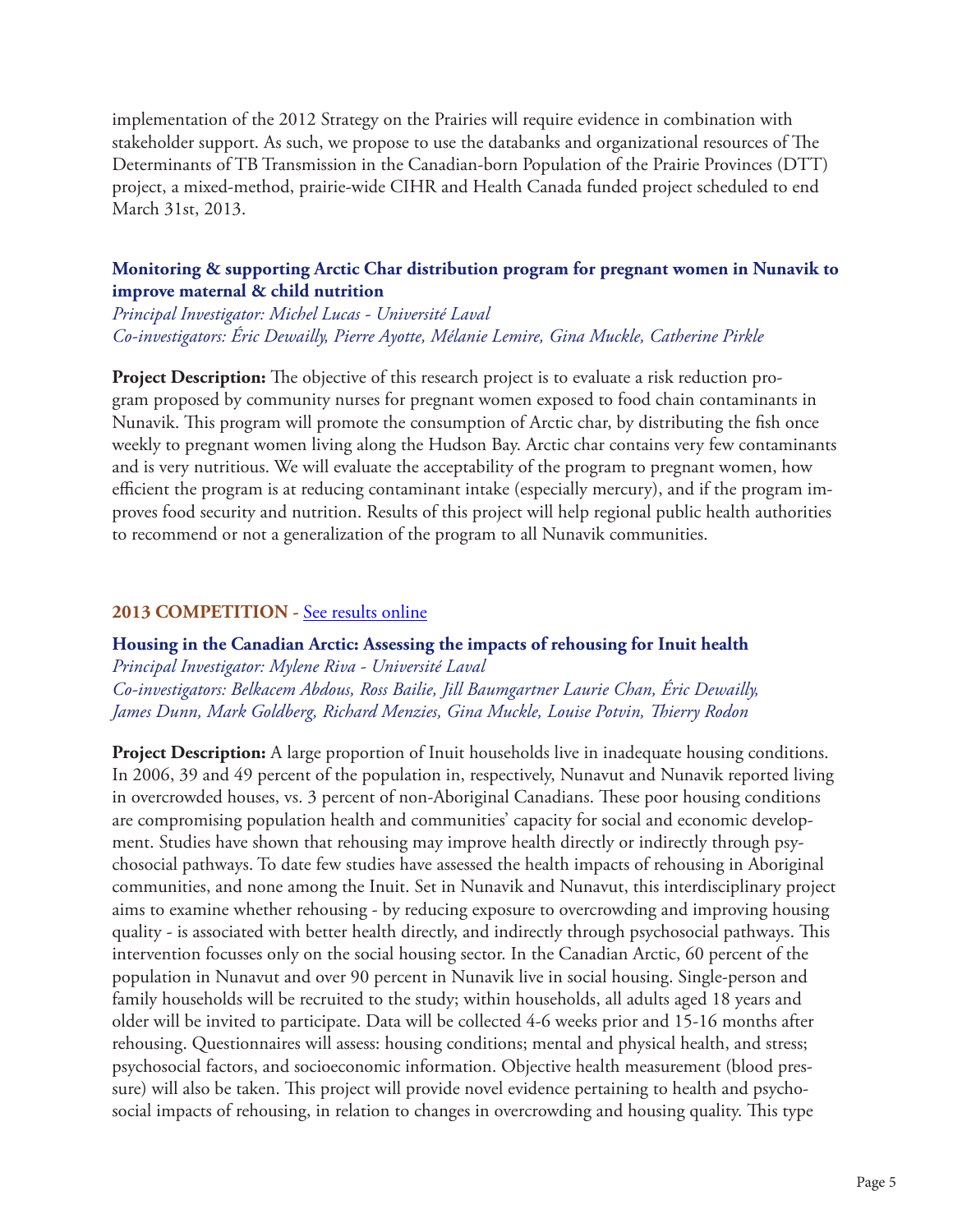implementation of the 2012 Strategy on the Prairies will require evidence in combination with stakeholder support. As such, we propose to use the databanks and organizational resources of The Determinants of TB Transmission in the Canadian-born Population of the Prairie Provinces (DTT) project, a mixed-method, prairie-wide CIHR and Health Canada funded project scheduled to end March 31st, 2013.

### Monitoring & supporting Arctic Char distribution program for pregnant women in Nunavik to improve maternal & child nutrition

*Principal Investigator: Michel Lucas - Université Laval*
*Co-investigators: Éric Dewailly, Pierre Ayotte, Mélanie Lemire, Gina Muckle, Catherine Pirkle*

**Project Description:** The objective of this research project is to evaluate a risk reduction program proposed by community nurses for pregnant women exposed to food chain contaminants in Nunavik. This program will promote the consumption of Arctic char, by distributing the fish once weekly to pregnant women living along the Hudson Bay. Arctic char contains very few contaminants and is very nutritious. We will evaluate the acceptability of the program to pregnant women, how efficient the program is at reducing contaminant intake (especially mercury), and if the program improves food security and nutrition. Results of this project will help regional public health authorities to recommend or not a generalization of the program to all Nunavik communities.

## 2013 COMPETITION - See results online

### Housing in the Canadian Arctic: Assessing the impacts of rehousing for Inuit health

*Principal Investigator: Mylene Riva - Université Laval*
*Co-investigators: Belkacem Abdous, Ross Bailie, Jill Baumgartner Laurie Chan, Éric Dewailly, James Dunn, Mark Goldberg, Richard Menzies, Gina Muckle, Louise Potvin, Thierry Rodon*

**Project Description:** A large proportion of Inuit households live in inadequate housing conditions. In 2006, 39 and 49 percent of the population in, respectively, Nunavut and Nunavik reported living in overcrowded houses, vs. 3 percent of non-Aboriginal Canadians. These poor housing conditions are compromising population health and communities' capacity for social and economic development. Studies have shown that rehousing may improve health directly or indirectly through psychosocial pathways. To date few studies have assessed the health impacts of rehousing in Aboriginal communities, and none among the Inuit. Set in Nunavik and Nunavut, this interdisciplinary project aims to examine whether rehousing - by reducing exposure to overcrowding and improving housing quality - is associated with better health directly, and indirectly through psychosocial pathways. This intervention focusses only on the social housing sector. In the Canadian Arctic, 60 percent of the population in Nunavut and over 90 percent in Nunavik live in social housing. Single-person and family households will be recruited to the study; within households, all adults aged 18 years and older will be invited to participate. Data will be collected 4-6 weeks prior and 15-16 months after rehousing. Questionnaires will assess: housing conditions; mental and physical health, and stress; psychosocial factors, and socioeconomic information. Objective health measurement (blood pressure) will also be taken. This project will provide novel evidence pertaining to health and psychosocial impacts of rehousing, in relation to changes in overcrowding and housing quality. This type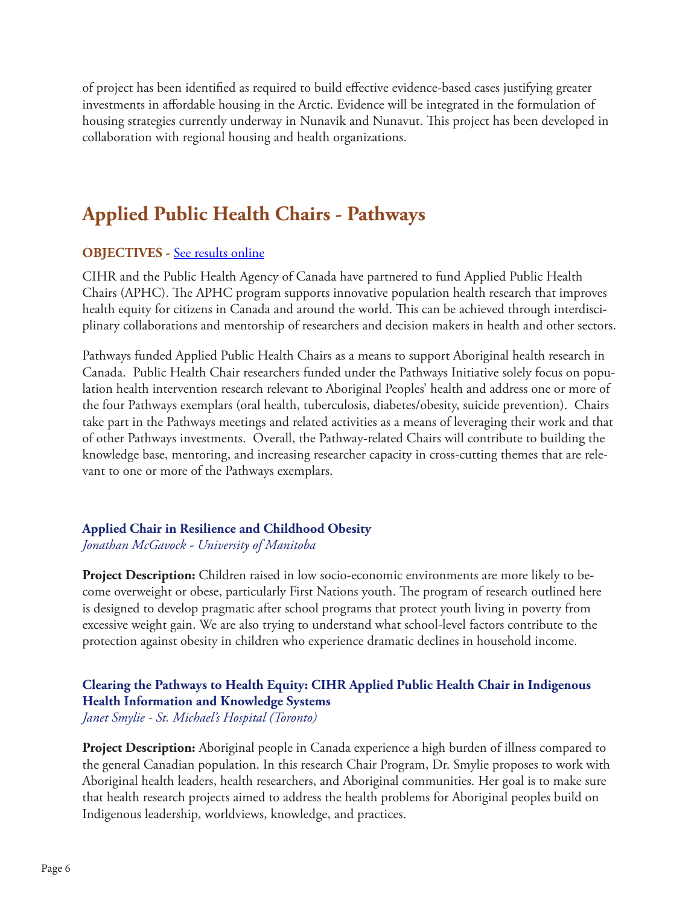of project has been identified as required to build effective evidence-based cases justifying greater investments in affordable housing in the Arctic. Evidence will be integrated in the formulation of housing strategies currently underway in Nunavik and Nunavut. This project has been developed in collaboration with regional housing and health organizations.

## Applied Public Health Chairs - Pathways

**OBJECTIVES** - See results online

CIHR and the Public Health Agency of Canada have partnered to fund Applied Public Health Chairs (APHC). The APHC program supports innovative population health research that improves health equity for citizens in Canada and around the world. This can be achieved through interdisciplinary collaborations and mentorship of researchers and decision makers in health and other sectors.

Pathways funded Applied Public Health Chairs as a means to support Aboriginal health research in Canada. Public Health Chair researchers funded under the Pathways Initiative solely focus on population health intervention research relevant to Aboriginal Peoples' health and address one or more of the four Pathways exemplars (oral health, tuberculosis, diabetes/obesity, suicide prevention). Chairs take part in the Pathways meetings and related activities as a means of leveraging their work and that of other Pathways investments. Overall, the Pathway-related Chairs will contribute to building the knowledge base, mentoring, and increasing researcher capacity in cross-cutting themes that are relevant to one or more of the Pathways exemplars.

### Applied Chair in Resilience and Childhood Obesity

*Jonathan McGavock - University of Manitoba*

**Project Description:** Children raised in low socio-economic environments are more likely to become overweight or obese, particularly First Nations youth. The program of research outlined here is designed to develop pragmatic after school programs that protect youth living in poverty from excessive weight gain. We are also trying to understand what school-level factors contribute to the protection against obesity in children who experience dramatic declines in household income.

### Clearing the Pathways to Health Equity: CIHR Applied Public Health Chair in Indigenous Health Information and Knowledge Systems

*Janet Smylie - St. Michael's Hospital (Toronto)*

**Project Description:** Aboriginal people in Canada experience a high burden of illness compared to the general Canadian population. In this research Chair Program, Dr. Smylie proposes to work with Aboriginal health leaders, health researchers, and Aboriginal communities. Her goal is to make sure that health research projects aimed to address the health problems for Aboriginal peoples build on Indigenous leadership, worldviews, knowledge, and practices.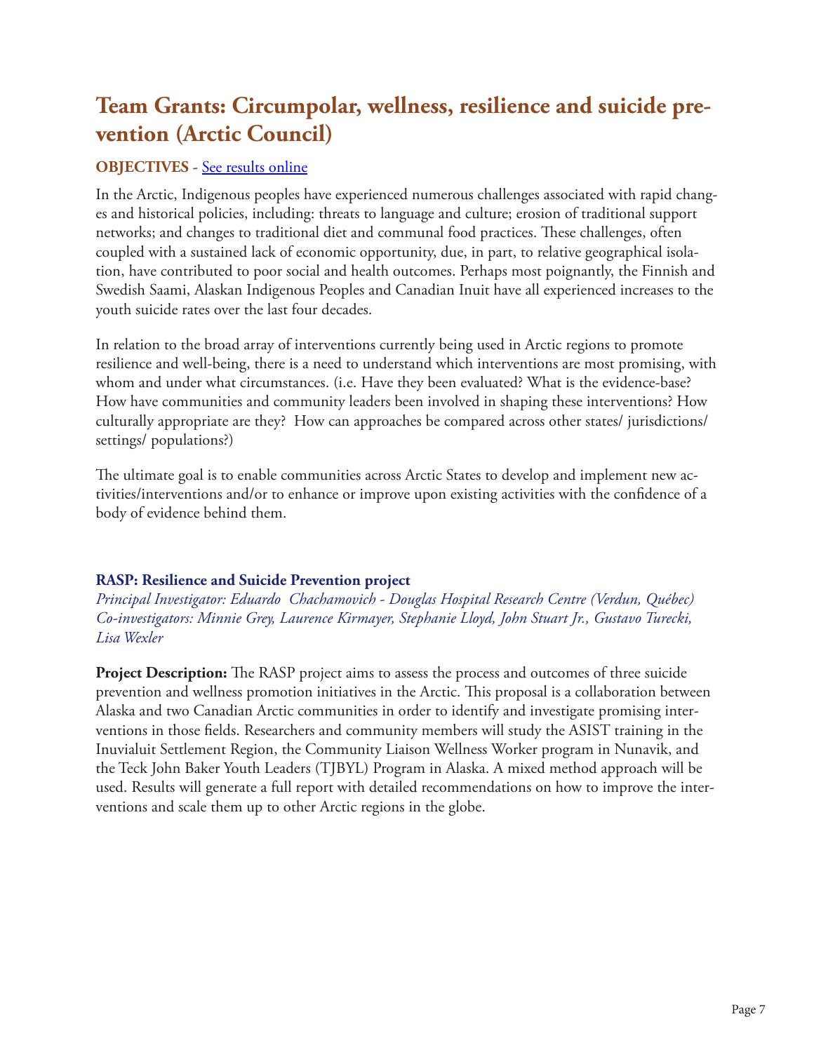## Team Grants: Circumpolar, wellness, resilience and suicide prevention (Arctic Council)

**OBJECTIVES -** See results online

In the Arctic, Indigenous peoples have experienced numerous challenges associated with rapid changes and historical policies, including: threats to language and culture; erosion of traditional support networks; and changes to traditional diet and communal food practices. These challenges, often coupled with a sustained lack of economic opportunity, due, in part, to relative geographical isolation, have contributed to poor social and health outcomes. Perhaps most poignantly, the Finnish and Swedish Saami, Alaskan Indigenous Peoples and Canadian Inuit have all experienced increases to the youth suicide rates over the last four decades.

In relation to the broad array of interventions currently being used in Arctic regions to promote resilience and well-being, there is a need to understand which interventions are most promising, with whom and under what circumstances. (i.e. Have they been evaluated? What is the evidence-base? How have communities and community leaders been involved in shaping these interventions? How culturally appropriate are they? How can approaches be compared across other states/ jurisdictions/ settings/ populations?)

The ultimate goal is to enable communities across Arctic States to develop and implement new activities/interventions and/or to enhance or improve upon existing activities with the confidence of a body of evidence behind them.

### RASP: Resilience and Suicide Prevention project

*Principal Investigator: Eduardo Chachamovich - Douglas Hospital Research Centre (Verdun, Québec)*
*Co-investigators: Minnie Grey, Laurence Kirmayer, Stephanie Lloyd, John Stuart Jr., Gustavo Turecki, Lisa Wexler*

**Project Description:** The RASP project aims to assess the process and outcomes of three suicide prevention and wellness promotion initiatives in the Arctic. This proposal is a collaboration between Alaska and two Canadian Arctic communities in order to identify and investigate promising interventions in those fields. Researchers and community members will study the ASIST training in the Inuvialuit Settlement Region, the Community Liaison Wellness Worker program in Nunavik, and the Teck John Baker Youth Leaders (TJBYL) Program in Alaska. A mixed method approach will be used. Results will generate a full report with detailed recommendations on how to improve the interventions and scale them up to other Arctic regions in the globe.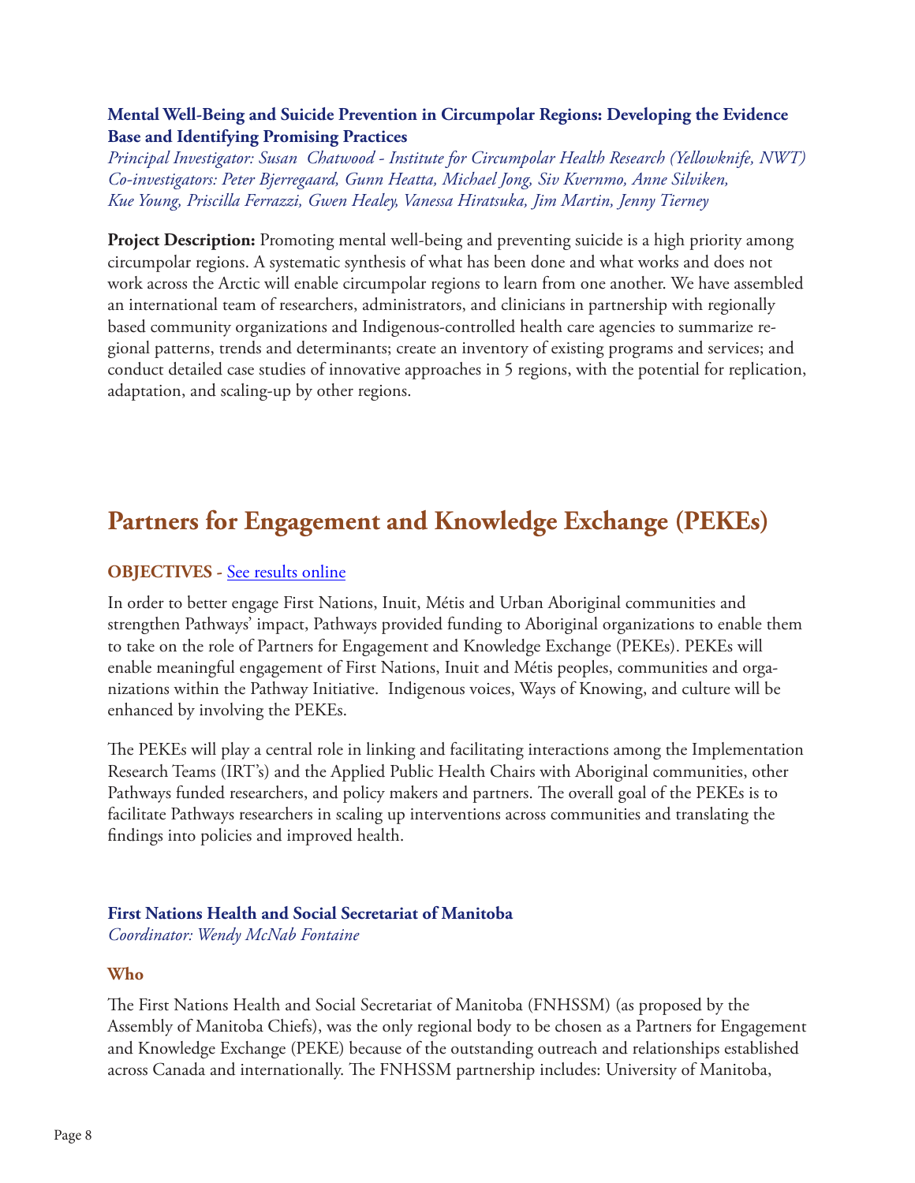**Mental Well-Being and Suicide Prevention in Circumpolar Regions: Developing the Evidence Base and Identifying Promising Practices**

*Principal Investigator: Susan Chatwood - Institute for Circumpolar Health Research (Yellowknife, NWT)*
*Co-investigators: Peter Bjerregaard, Gunn Heatta, Michael Jong, Siv Kvernmo, Anne Silviken, Kue Young, Priscilla Ferrazzi, Gwen Healey, Vanessa Hiratsuka, Jim Martin, Jenny Tierney*

**Project Description:** Promoting mental well-being and preventing suicide is a high priority among circumpolar regions. A systematic synthesis of what has been done and what works and does not work across the Arctic will enable circumpolar regions to learn from one another. We have assembled an international team of researchers, administrators, and clinicians in partnership with regionally based community organizations and Indigenous-controlled health care agencies to summarize regional patterns, trends and determinants; create an inventory of existing programs and services; and conduct detailed case studies of innovative approaches in 5 regions, with the potential for replication, adaptation, and scaling-up by other regions.

# Partners for Engagement and Knowledge Exchange (PEKEs)

### OBJECTIVES - See results online

In order to better engage First Nations, Inuit, Métis and Urban Aboriginal communities and strengthen Pathways' impact, Pathways provided funding to Aboriginal organizations to enable them to take on the role of Partners for Engagement and Knowledge Exchange (PEKEs). PEKEs will enable meaningful engagement of First Nations, Inuit and Métis peoples, communities and organizations within the Pathway Initiative. Indigenous voices, Ways of Knowing, and culture will be enhanced by involving the PEKEs.

The PEKEs will play a central role in linking and facilitating interactions among the Implementation Research Teams (IRT's) and the Applied Public Health Chairs with Aboriginal communities, other Pathways funded researchers, and policy makers and partners. The overall goal of the PEKEs is to facilitate Pathways researchers in scaling up interventions across communities and translating the findings into policies and improved health.

**First Nations Health and Social Secretariat of Manitoba**
*Coordinator: Wendy McNab Fontaine*

### Who

The First Nations Health and Social Secretariat of Manitoba (FNHSSM) (as proposed by the Assembly of Manitoba Chiefs), was the only regional body to be chosen as a Partners for Engagement and Knowledge Exchange (PEKE) because of the outstanding outreach and relationships established across Canada and internationally. The FNHSSM partnership includes: University of Manitoba,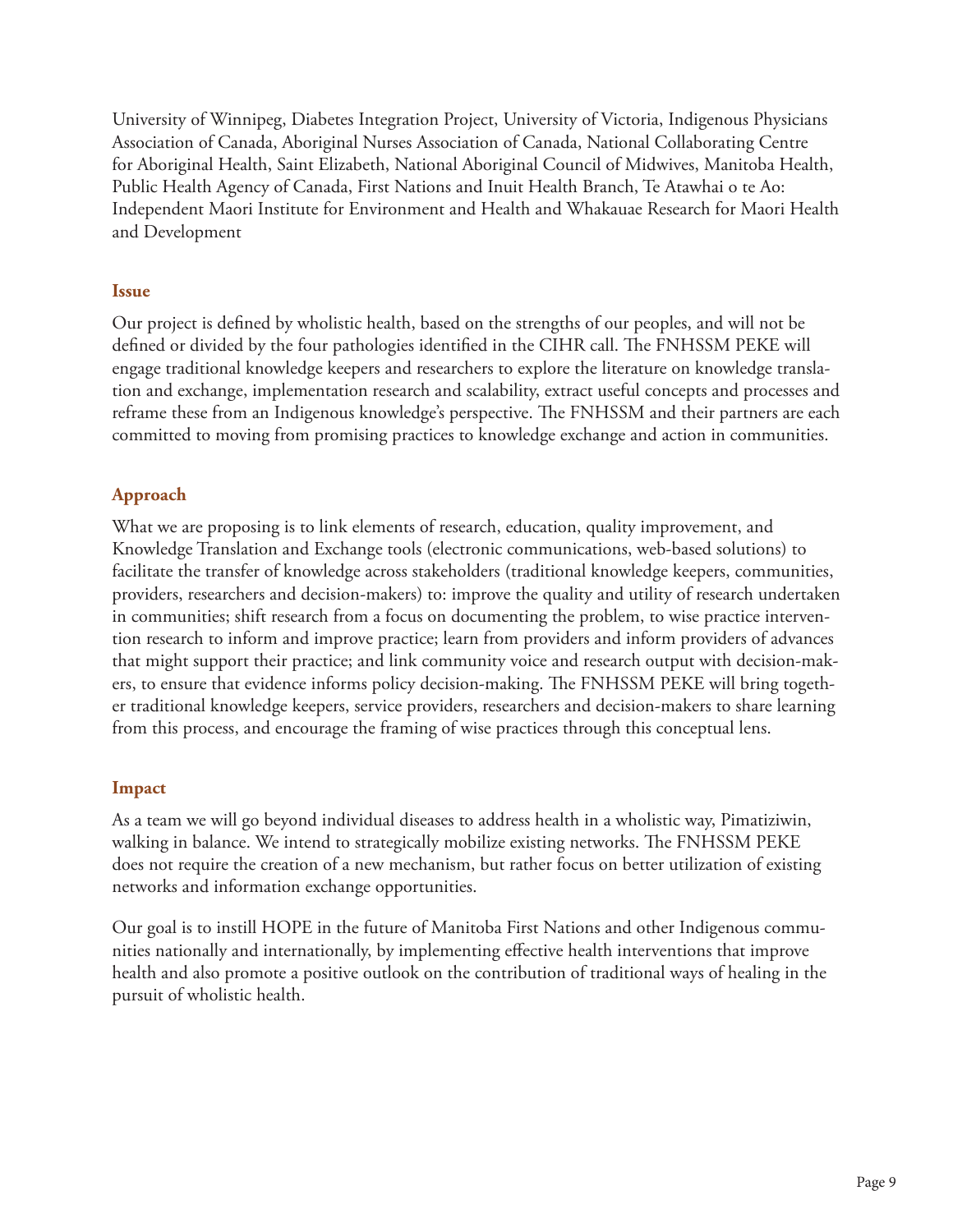University of Winnipeg, Diabetes Integration Project, University of Victoria, Indigenous Physicians Association of Canada, Aboriginal Nurses Association of Canada, National Collaborating Centre for Aboriginal Health, Saint Elizabeth, National Aboriginal Council of Midwives, Manitoba Health, Public Health Agency of Canada, First Nations and Inuit Health Branch, Te Atawhai o te Ao: Independent Maori Institute for Environment and Health and Whakauae Research for Maori Health and Development

### Issue

Our project is defined by wholistic health, based on the strengths of our peoples, and will not be defined or divided by the four pathologies identified in the CIHR call. The FNHSSM PEKE will engage traditional knowledge keepers and researchers to explore the literature on knowledge translation and exchange, implementation research and scalability, extract useful concepts and processes and reframe these from an Indigenous knowledge's perspective. The FNHSSM and their partners are each committed to moving from promising practices to knowledge exchange and action in communities.

### Approach

What we are proposing is to link elements of research, education, quality improvement, and Knowledge Translation and Exchange tools (electronic communications, web-based solutions) to facilitate the transfer of knowledge across stakeholders (traditional knowledge keepers, communities, providers, researchers and decision-makers) to: improve the quality and utility of research undertaken in communities; shift research from a focus on documenting the problem, to wise practice intervention research to inform and improve practice; learn from providers and inform providers of advances that might support their practice; and link community voice and research output with decision-makers, to ensure that evidence informs policy decision-making. The FNHSSM PEKE will bring together traditional knowledge keepers, service providers, researchers and decision-makers to share learning from this process, and encourage the framing of wise practices through this conceptual lens.

### Impact

As a team we will go beyond individual diseases to address health in a wholistic way, Pimatiziwin, walking in balance. We intend to strategically mobilize existing networks. The FNHSSM PEKE does not require the creation of a new mechanism, but rather focus on better utilization of existing networks and information exchange opportunities.

Our goal is to instill HOPE in the future of Manitoba First Nations and other Indigenous communities nationally and internationally, by implementing effective health interventions that improve health and also promote a positive outlook on the contribution of traditional ways of healing in the pursuit of wholistic health.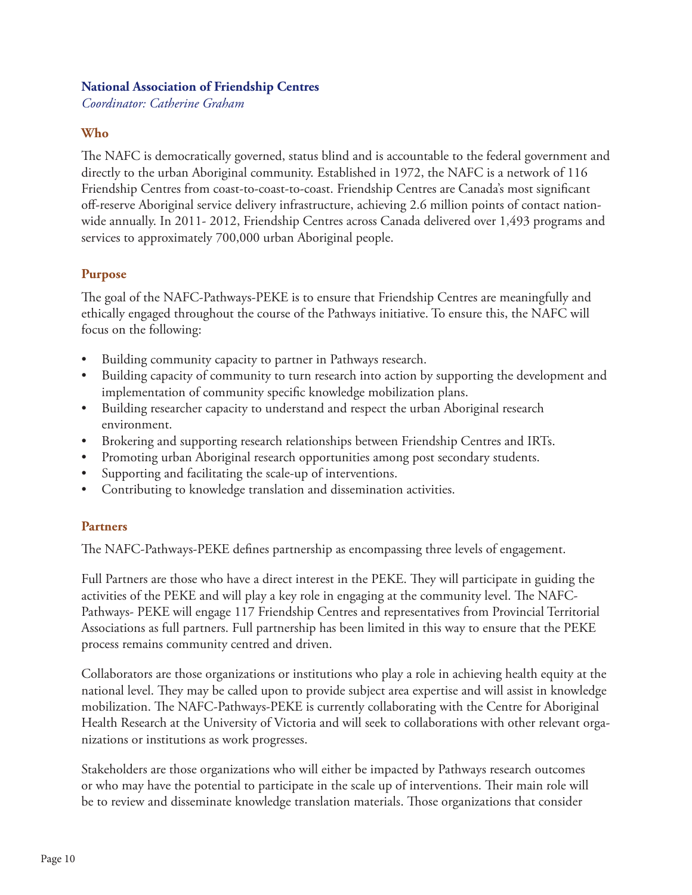## National Association of Friendship Centres

*Coordinator: Catherine Graham*

### Who

The NAFC is democratically governed, status blind and is accountable to the federal government and directly to the urban Aboriginal community. Established in 1972, the NAFC is a network of 116 Friendship Centres from coast-to-coast-to-coast. Friendship Centres are Canada's most significant off-reserve Aboriginal service delivery infrastructure, achieving 2.6 million points of contact nationwide annually. In 2011- 2012, Friendship Centres across Canada delivered over 1,493 programs and services to approximately 700,000 urban Aboriginal people.

### Purpose

The goal of the NAFC-Pathways-PEKE is to ensure that Friendship Centres are meaningfully and ethically engaged throughout the course of the Pathways initiative. To ensure this, the NAFC will focus on the following:

- Building community capacity to partner in Pathways research.
- Building capacity of community to turn research into action by supporting the development and implementation of community specific knowledge mobilization plans.
- Building researcher capacity to understand and respect the urban Aboriginal research environment.
- Brokering and supporting research relationships between Friendship Centres and IRTs.
- Promoting urban Aboriginal research opportunities among post secondary students.
- Supporting and facilitating the scale-up of interventions.
- Contributing to knowledge translation and dissemination activities.

### Partners

The NAFC-Pathways-PEKE defines partnership as encompassing three levels of engagement.

Full Partners are those who have a direct interest in the PEKE. They will participate in guiding the activities of the PEKE and will play a key role in engaging at the community level. The NAFC-Pathways- PEKE will engage 117 Friendship Centres and representatives from Provincial Territorial Associations as full partners. Full partnership has been limited in this way to ensure that the PEKE process remains community centred and driven.

Collaborators are those organizations or institutions who play a role in achieving health equity at the national level. They may be called upon to provide subject area expertise and will assist in knowledge mobilization. The NAFC-Pathways-PEKE is currently collaborating with the Centre for Aboriginal Health Research at the University of Victoria and will seek to collaborations with other relevant organizations or institutions as work progresses.

Stakeholders are those organizations who will either be impacted by Pathways research outcomes or who may have the potential to participate in the scale up of interventions. Their main role will be to review and disseminate knowledge translation materials. Those organizations that consider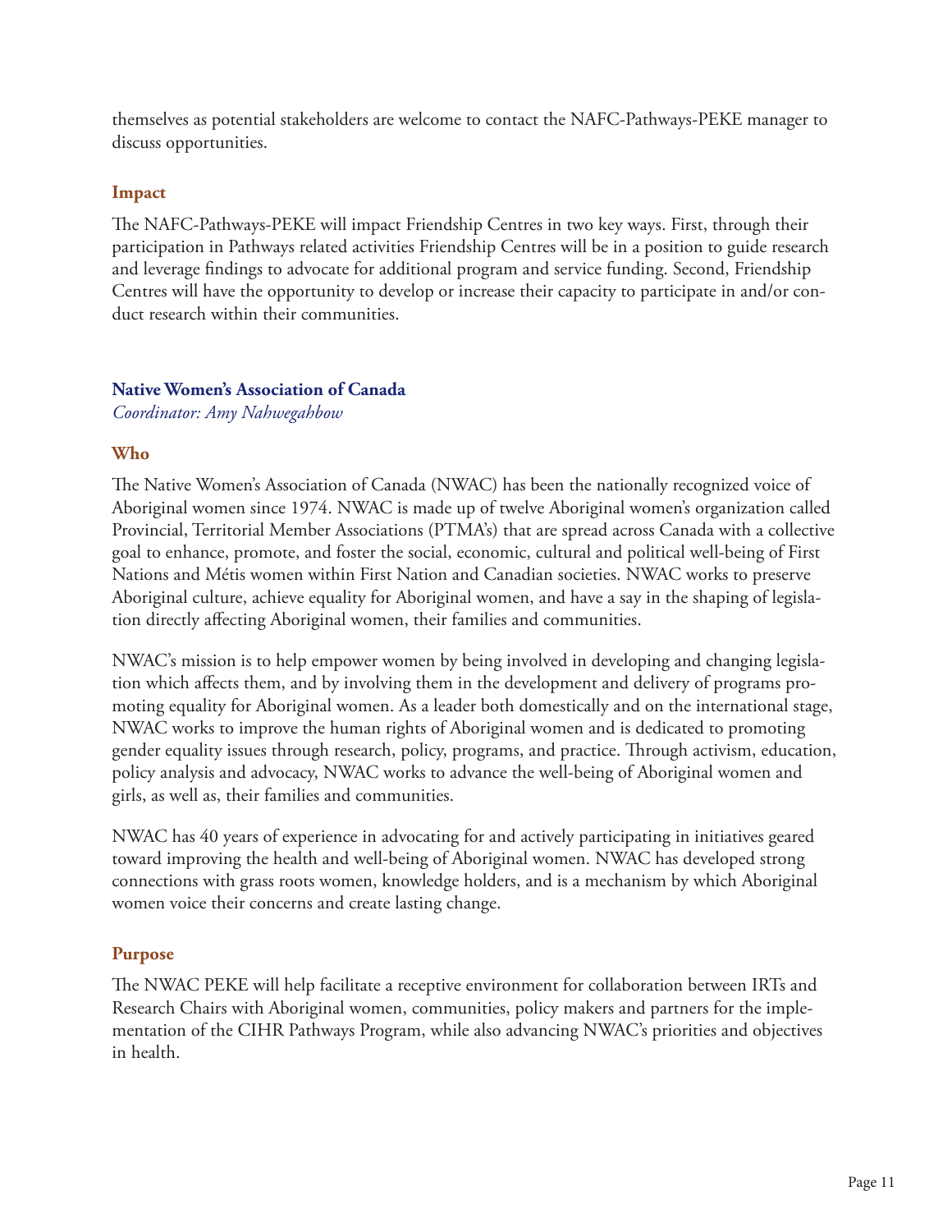themselves as potential stakeholders are welcome to contact the NAFC-Pathways-PEKE manager to discuss opportunities.

### Impact

The NAFC-Pathways-PEKE will impact Friendship Centres in two key ways. First, through their participation in Pathways related activities Friendship Centres will be in a position to guide research and leverage findings to advocate for additional program and service funding. Second, Friendship Centres will have the opportunity to develop or increase their capacity to participate in and/or conduct research within their communities.

## Native Women's Association of Canada

*Coordinator: Amy Nahwegahbow*

### Who

The Native Women's Association of Canada (NWAC) has been the nationally recognized voice of Aboriginal women since 1974. NWAC is made up of twelve Aboriginal women's organization called Provincial, Territorial Member Associations (PTMA's) that are spread across Canada with a collective goal to enhance, promote, and foster the social, economic, cultural and political well-being of First Nations and Métis women within First Nation and Canadian societies. NWAC works to preserve Aboriginal culture, achieve equality for Aboriginal women, and have a say in the shaping of legislation directly affecting Aboriginal women, their families and communities.

NWAC's mission is to help empower women by being involved in developing and changing legislation which affects them, and by involving them in the development and delivery of programs promoting equality for Aboriginal women. As a leader both domestically and on the international stage, NWAC works to improve the human rights of Aboriginal women and is dedicated to promoting gender equality issues through research, policy, programs, and practice. Through activism, education, policy analysis and advocacy, NWAC works to advance the well-being of Aboriginal women and girls, as well as, their families and communities.

NWAC has 40 years of experience in advocating for and actively participating in initiatives geared toward improving the health and well-being of Aboriginal women. NWAC has developed strong connections with grass roots women, knowledge holders, and is a mechanism by which Aboriginal women voice their concerns and create lasting change.

### Purpose

The NWAC PEKE will help facilitate a receptive environment for collaboration between IRTs and Research Chairs with Aboriginal women, communities, policy makers and partners for the implementation of the CIHR Pathways Program, while also advancing NWAC's priorities and objectives in health.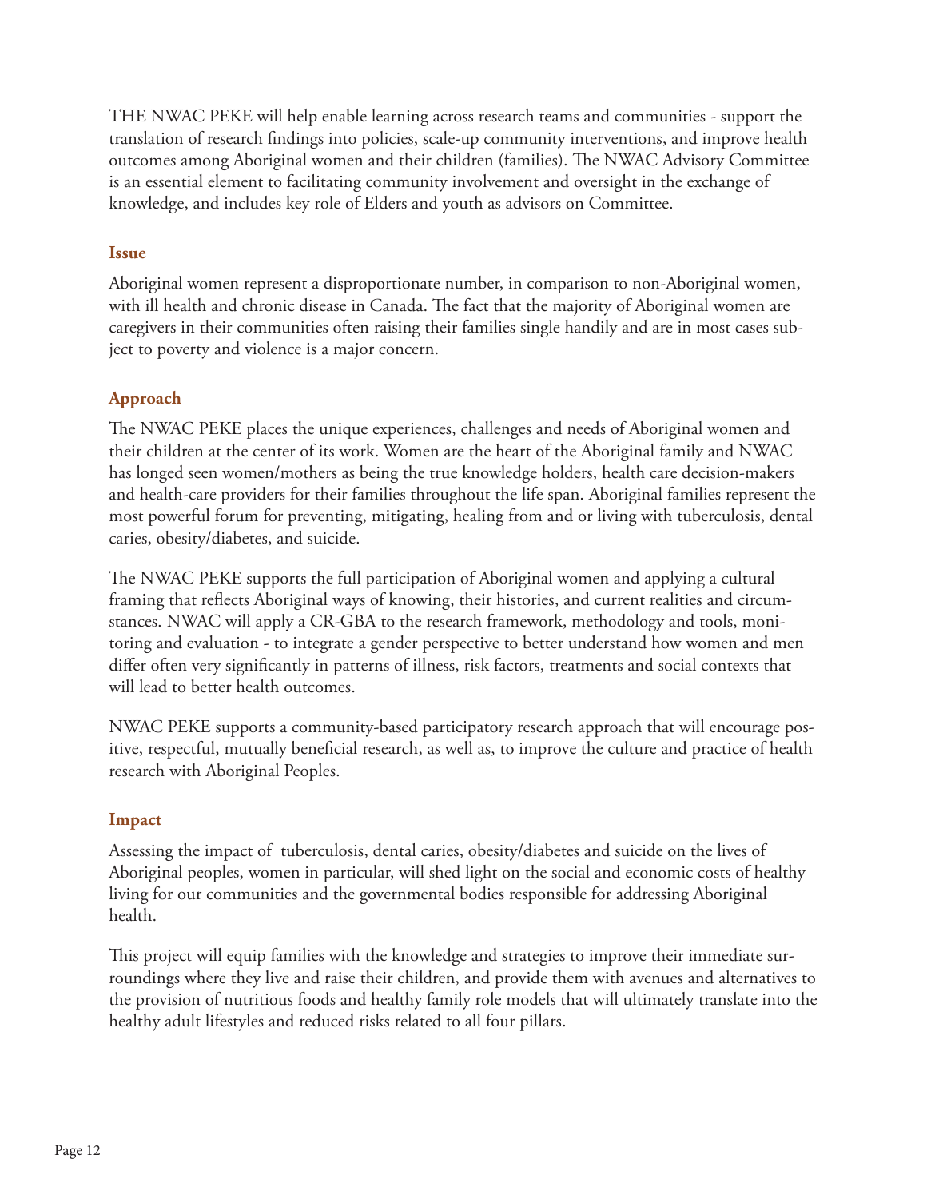THE NWAC PEKE will help enable learning across research teams and communities - support the translation of research findings into policies, scale-up community interventions, and improve health outcomes among Aboriginal women and their children (families). The NWAC Advisory Committee is an essential element to facilitating community involvement and oversight in the exchange of knowledge, and includes key role of Elders and youth as advisors on Committee.

### Issue

Aboriginal women represent a disproportionate number, in comparison to non-Aboriginal women, with ill health and chronic disease in Canada. The fact that the majority of Aboriginal women are caregivers in their communities often raising their families single handily and are in most cases subject to poverty and violence is a major concern.

### Approach

The NWAC PEKE places the unique experiences, challenges and needs of Aboriginal women and their children at the center of its work. Women are the heart of the Aboriginal family and NWAC has longed seen women/mothers as being the true knowledge holders, health care decision-makers and health-care providers for their families throughout the life span. Aboriginal families represent the most powerful forum for preventing, mitigating, healing from and or living with tuberculosis, dental caries, obesity/diabetes, and suicide.

The NWAC PEKE supports the full participation of Aboriginal women and applying a cultural framing that reflects Aboriginal ways of knowing, their histories, and current realities and circumstances. NWAC will apply a CR-GBA to the research framework, methodology and tools, monitoring and evaluation - to integrate a gender perspective to better understand how women and men differ often very significantly in patterns of illness, risk factors, treatments and social contexts that will lead to better health outcomes.

NWAC PEKE supports a community-based participatory research approach that will encourage positive, respectful, mutually beneficial research, as well as, to improve the culture and practice of health research with Aboriginal Peoples.

### Impact

Assessing the impact of tuberculosis, dental caries, obesity/diabetes and suicide on the lives of Aboriginal peoples, women in particular, will shed light on the social and economic costs of healthy living for our communities and the governmental bodies responsible for addressing Aboriginal health.

This project will equip families with the knowledge and strategies to improve their immediate surroundings where they live and raise their children, and provide them with avenues and alternatives to the provision of nutritious foods and healthy family role models that will ultimately translate into the healthy adult lifestyles and reduced risks related to all four pillars.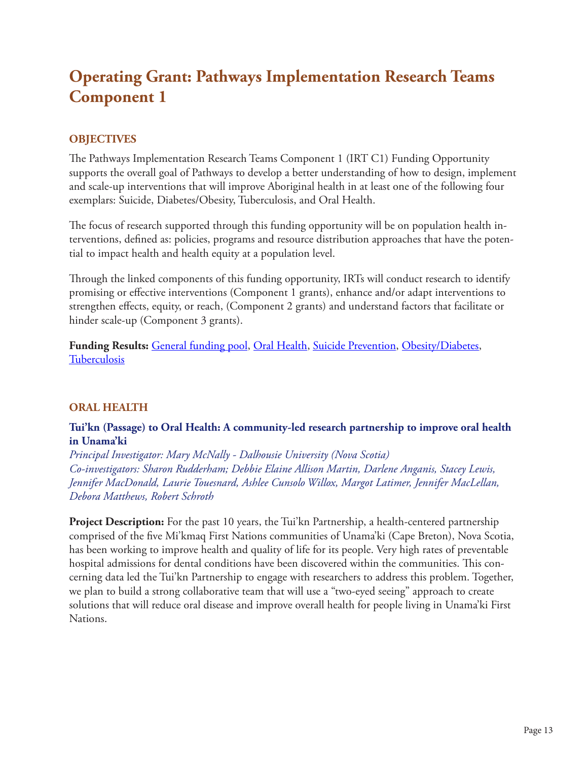# Operating Grant: Pathways Implementation Research Teams Component 1

## OBJECTIVES

The Pathways Implementation Research Teams Component 1 (IRT C1) Funding Opportunity supports the overall goal of Pathways to develop a better understanding of how to design, implement and scale-up interventions that will improve Aboriginal health in at least one of the following four exemplars: Suicide, Diabetes/Obesity, Tuberculosis, and Oral Health.

The focus of research supported through this funding opportunity will be on population health interventions, defined as: policies, programs and resource distribution approaches that have the potential to impact health and health equity at a population level.

Through the linked components of this funding opportunity, IRTs will conduct research to identify promising or effective interventions (Component 1 grants), enhance and/or adapt interventions to strengthen effects, equity, or reach, (Component 2 grants) and understand factors that facilitate or hinder scale-up (Component 3 grants).

**Funding Results:** General funding pool, Oral Health, Suicide Prevention, Obesity/Diabetes, Tuberculosis

## ORAL HEALTH

### Tui'kn (Passage) to Oral Health: A community-led research partnership to improve oral health in Unama'ki

*Principal Investigator: Mary McNally - Dalhousie University (Nova Scotia)*
*Co-investigators: Sharon Rudderham; Debbie Elaine Allison Martin, Darlene Anganis, Stacey Lewis, Jennifer MacDonald, Laurie Touesnard, Ashlee Cunsolo Willox, Margot Latimer, Jennifer MacLellan, Debora Matthews, Robert Schroth*

**Project Description:** For the past 10 years, the Tui'kn Partnership, a health-centered partnership comprised of the five Mi'kmaq First Nations communities of Unama'ki (Cape Breton), Nova Scotia, has been working to improve health and quality of life for its people. Very high rates of preventable hospital admissions for dental conditions have been discovered within the communities. This concerning data led the Tui'kn Partnership to engage with researchers to address this problem. Together, we plan to build a strong collaborative team that will use a "two-eyed seeing" approach to create solutions that will reduce oral disease and improve overall health for people living in Unama'ki First Nations.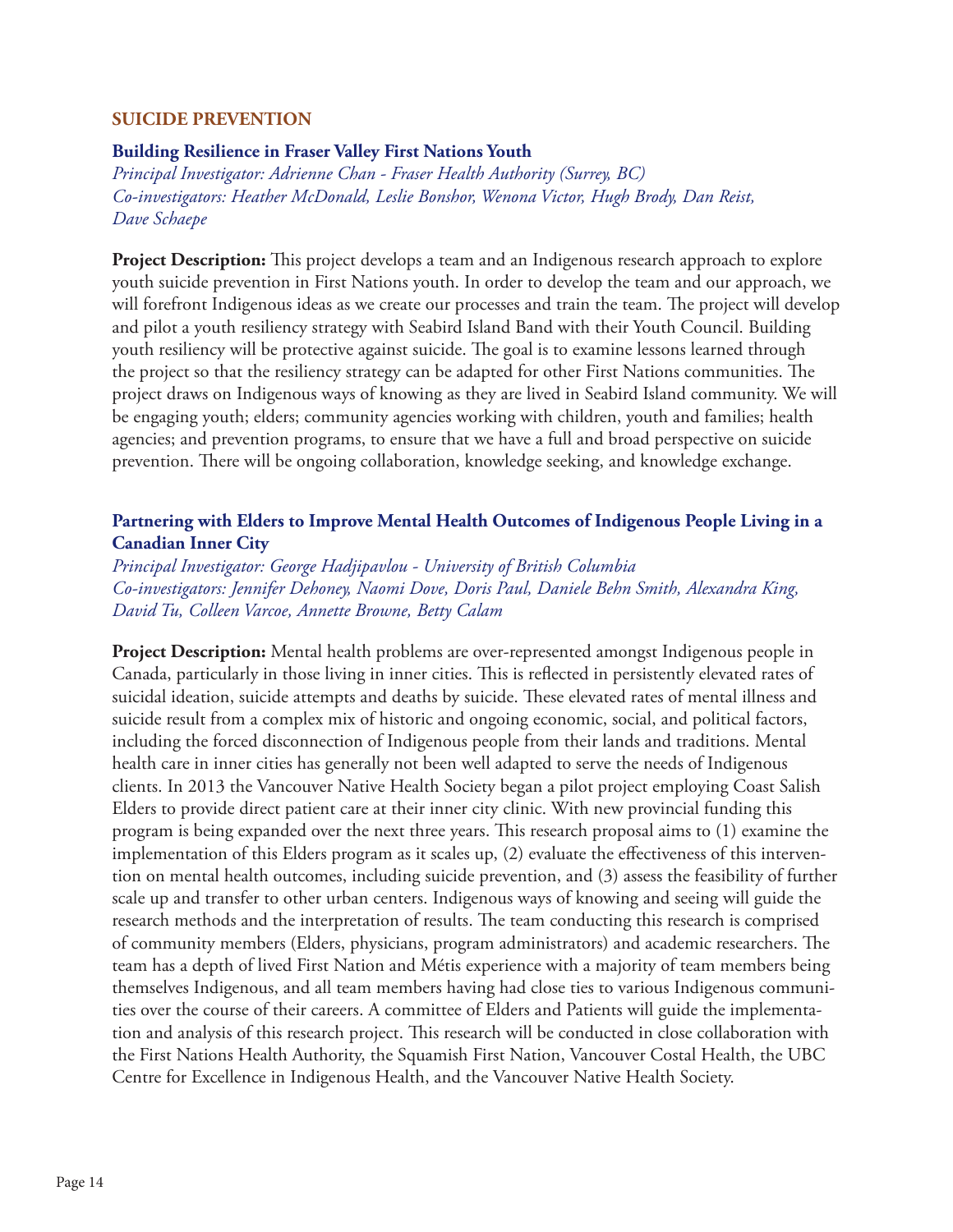## SUICIDE PREVENTION

### Building Resilience in Fraser Valley First Nations Youth

*Principal Investigator: Adrienne Chan - Fraser Health Authority (Surrey, BC)*
*Co-investigators: Heather McDonald, Leslie Bonshor, Wenona Victor, Hugh Brody, Dan Reist, Dave Schaepe*

**Project Description:** This project develops a team and an Indigenous research approach to explore youth suicide prevention in First Nations youth. In order to develop the team and our approach, we will forefront Indigenous ideas as we create our processes and train the team. The project will develop and pilot a youth resiliency strategy with Seabird Island Band with their Youth Council. Building youth resiliency will be protective against suicide. The goal is to examine lessons learned through the project so that the resiliency strategy can be adapted for other First Nations communities. The project draws on Indigenous ways of knowing as they are lived in Seabird Island community. We will be engaging youth; elders; community agencies working with children, youth and families; health agencies; and prevention programs, to ensure that we have a full and broad perspective on suicide prevention. There will be ongoing collaboration, knowledge seeking, and knowledge exchange.

### Partnering with Elders to Improve Mental Health Outcomes of Indigenous People Living in a Canadian Inner City

*Principal Investigator: George Hadjipavlou - University of British Columbia*
*Co-investigators: Jennifer Dehoney, Naomi Dove, Doris Paul, Daniele Behn Smith, Alexandra King, David Tu, Colleen Varcoe, Annette Browne, Betty Calam*

**Project Description:** Mental health problems are over-represented amongst Indigenous people in Canada, particularly in those living in inner cities. This is reflected in persistently elevated rates of suicidal ideation, suicide attempts and deaths by suicide. These elevated rates of mental illness and suicide result from a complex mix of historic and ongoing economic, social, and political factors, including the forced disconnection of Indigenous people from their lands and traditions. Mental health care in inner cities has generally not been well adapted to serve the needs of Indigenous clients. In 2013 the Vancouver Native Health Society began a pilot project employing Coast Salish Elders to provide direct patient care at their inner city clinic. With new provincial funding this program is being expanded over the next three years. This research proposal aims to (1) examine the implementation of this Elders program as it scales up, (2) evaluate the effectiveness of this intervention on mental health outcomes, including suicide prevention, and (3) assess the feasibility of further scale up and transfer to other urban centers. Indigenous ways of knowing and seeing will guide the research methods and the interpretation of results. The team conducting this research is comprised of community members (Elders, physicians, program administrators) and academic researchers. The team has a depth of lived First Nation and Métis experience with a majority of team members being themselves Indigenous, and all team members having had close ties to various Indigenous communities over the course of their careers. A committee of Elders and Patients will guide the implementation and analysis of this research project. This research will be conducted in close collaboration with the First Nations Health Authority, the Squamish First Nation, Vancouver Costal Health, the UBC Centre for Excellence in Indigenous Health, and the Vancouver Native Health Society.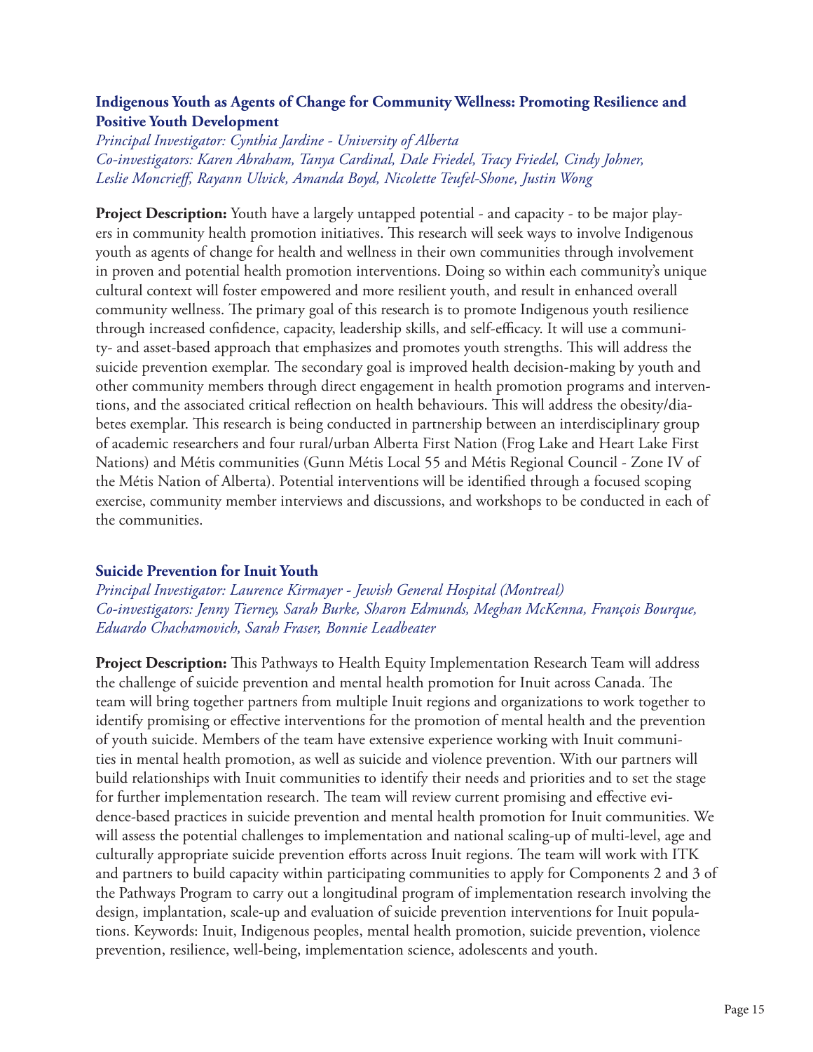### Indigenous Youth as Agents of Change for Community Wellness: Promoting Resilience and Positive Youth Development

*Principal Investigator: Cynthia Jardine - University of Alberta*
*Co-investigators: Karen Abraham, Tanya Cardinal, Dale Friedel, Tracy Friedel, Cindy Johner, Leslie Moncrieff, Rayann Ulvick, Amanda Boyd, Nicolette Teufel-Shone, Justin Wong*

**Project Description:** Youth have a largely untapped potential - and capacity - to be major players in community health promotion initiatives. This research will seek ways to involve Indigenous youth as agents of change for health and wellness in their own communities through involvement in proven and potential health promotion interventions. Doing so within each community's unique cultural context will foster empowered and more resilient youth, and result in enhanced overall community wellness. The primary goal of this research is to promote Indigenous youth resilience through increased confidence, capacity, leadership skills, and self-efficacy. It will use a community- and asset-based approach that emphasizes and promotes youth strengths. This will address the suicide prevention exemplar. The secondary goal is improved health decision-making by youth and other community members through direct engagement in health promotion programs and interventions, and the associated critical reflection on health behaviours. This will address the obesity/diabetes exemplar. This research is being conducted in partnership between an interdisciplinary group of academic researchers and four rural/urban Alberta First Nation (Frog Lake and Heart Lake First Nations) and Métis communities (Gunn Métis Local 55 and Métis Regional Council - Zone IV of the Métis Nation of Alberta). Potential interventions will be identified through a focused scoping exercise, community member interviews and discussions, and workshops to be conducted in each of the communities.

### Suicide Prevention for Inuit Youth

*Principal Investigator: Laurence Kirmayer - Jewish General Hospital (Montreal)*
*Co-investigators: Jenny Tierney, Sarah Burke, Sharon Edmunds, Meghan McKenna, François Bourque, Eduardo Chachamovich, Sarah Fraser, Bonnie Leadbeater*

**Project Description:** This Pathways to Health Equity Implementation Research Team will address the challenge of suicide prevention and mental health promotion for Inuit across Canada. The team will bring together partners from multiple Inuit regions and organizations to work together to identify promising or effective interventions for the promotion of mental health and the prevention of youth suicide. Members of the team have extensive experience working with Inuit communities in mental health promotion, as well as suicide and violence prevention. With our partners will build relationships with Inuit communities to identify their needs and priorities and to set the stage for further implementation research. The team will review current promising and effective evidence-based practices in suicide prevention and mental health promotion for Inuit communities. We will assess the potential challenges to implementation and national scaling-up of multi-level, age and culturally appropriate suicide prevention efforts across Inuit regions. The team will work with ITK and partners to build capacity within participating communities to apply for Components 2 and 3 of the Pathways Program to carry out a longitudinal program of implementation research involving the design, implantation, scale-up and evaluation of suicide prevention interventions for Inuit populations. Keywords: Inuit, Indigenous peoples, mental health promotion, suicide prevention, violence prevention, resilience, well-being, implementation science, adolescents and youth.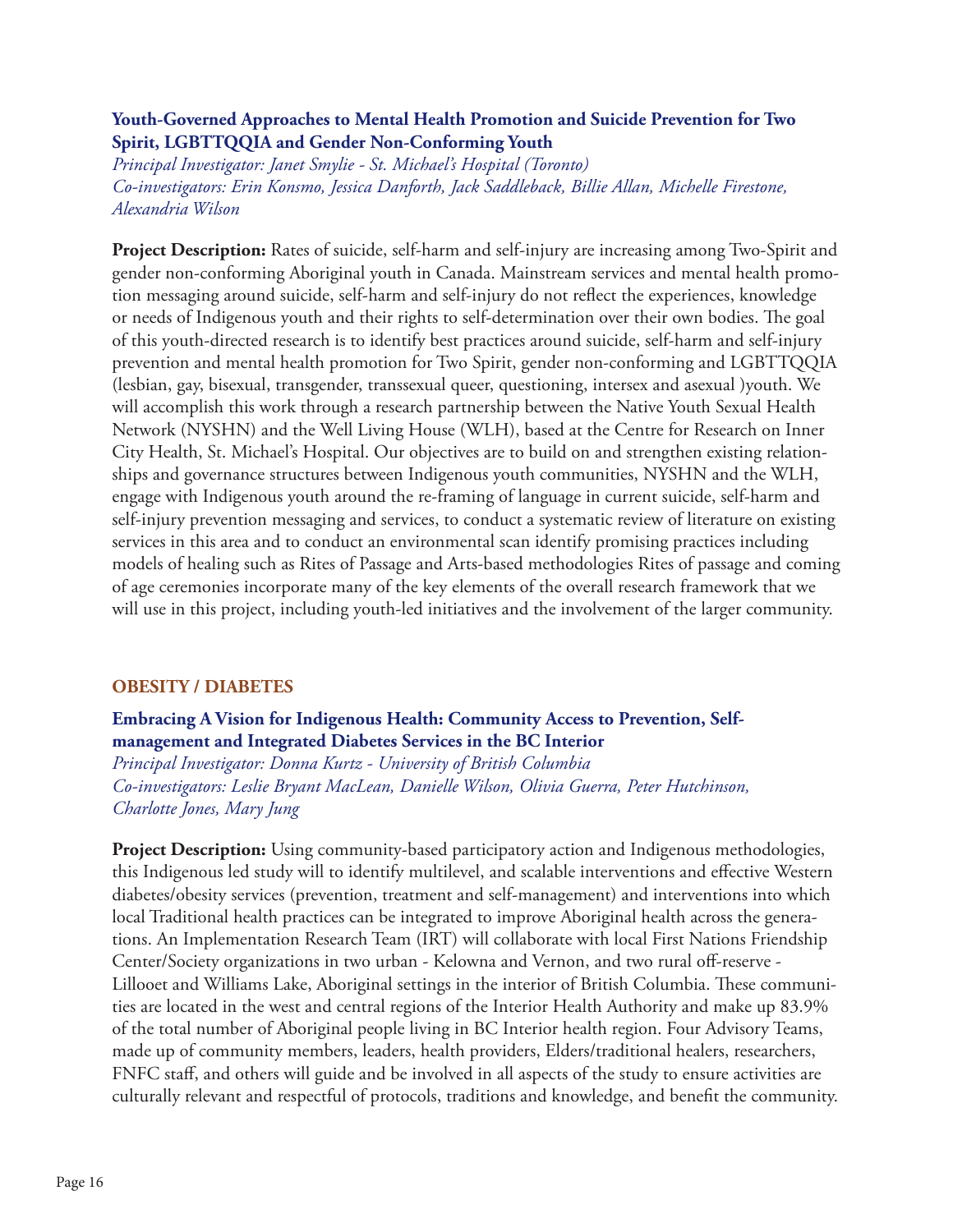### Youth-Governed Approaches to Mental Health Promotion and Suicide Prevention for Two Spirit, LGBTTQQIA and Gender Non-Conforming Youth

*Principal Investigator: Janet Smylie - St. Michael's Hospital (Toronto)*
*Co-investigators: Erin Konsmo, Jessica Danforth, Jack Saddleback, Billie Allan, Michelle Firestone, Alexandria Wilson*

**Project Description:** Rates of suicide, self-harm and self-injury are increasing among Two-Spirit and gender non-conforming Aboriginal youth in Canada. Mainstream services and mental health promotion messaging around suicide, self-harm and self-injury do not reflect the experiences, knowledge or needs of Indigenous youth and their rights to self-determination over their own bodies. The goal of this youth-directed research is to identify best practices around suicide, self-harm and self-injury prevention and mental health promotion for Two Spirit, gender non-conforming and LGBTTQQIA (lesbian, gay, bisexual, transgender, transsexual queer, questioning, intersex and asexual )youth. We will accomplish this work through a research partnership between the Native Youth Sexual Health Network (NYSHN) and the Well Living House (WLH), based at the Centre for Research on Inner City Health, St. Michael's Hospital. Our objectives are to build on and strengthen existing relationships and governance structures between Indigenous youth communities, NYSHN and the WLH, engage with Indigenous youth around the re-framing of language in current suicide, self-harm and self-injury prevention messaging and services, to conduct a systematic review of literature on existing services in this area and to conduct an environmental scan identify promising practices including models of healing such as Rites of Passage and Arts-based methodologies Rites of passage and coming of age ceremonies incorporate many of the key elements of the overall research framework that we will use in this project, including youth-led initiatives and the involvement of the larger community.

## OBESITY / DIABETES

### Embracing A Vision for Indigenous Health: Community Access to Prevention, Self-management and Integrated Diabetes Services in the BC Interior

*Principal Investigator: Donna Kurtz - University of British Columbia*
*Co-investigators: Leslie Bryant MacLean, Danielle Wilson, Olivia Guerra, Peter Hutchinson, Charlotte Jones, Mary Jung*

**Project Description:** Using community-based participatory action and Indigenous methodologies, this Indigenous led study will to identify multilevel, and scalable interventions and effective Western diabetes/obesity services (prevention, treatment and self-management) and interventions into which local Traditional health practices can be integrated to improve Aboriginal health across the generations. An Implementation Research Team (IRT) will collaborate with local First Nations Friendship Center/Society organizations in two urban - Kelowna and Vernon, and two rural off-reserve - Lillooet and Williams Lake, Aboriginal settings in the interior of British Columbia. These communities are located in the west and central regions of the Interior Health Authority and make up 83.9% of the total number of Aboriginal people living in BC Interior health region. Four Advisory Teams, made up of community members, leaders, health providers, Elders/traditional healers, researchers, FNFC staff, and others will guide and be involved in all aspects of the study to ensure activities are culturally relevant and respectful of protocols, traditions and knowledge, and benefit the community.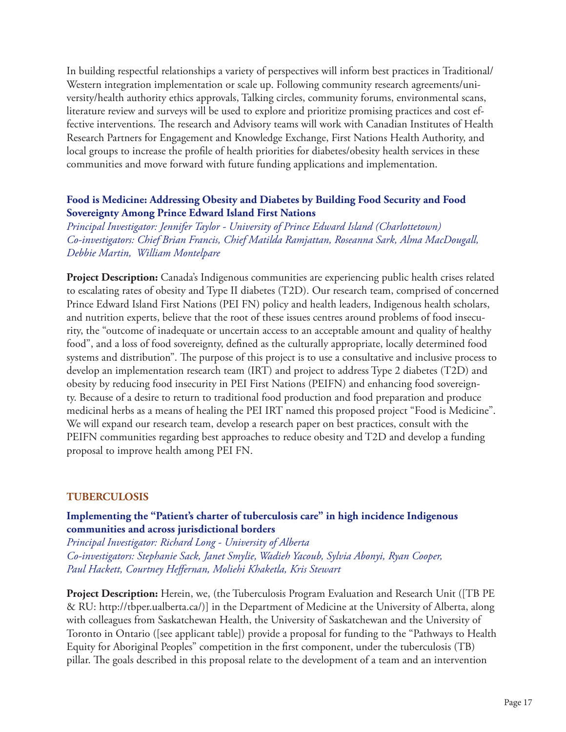In building respectful relationships a variety of perspectives will inform best practices in Traditional/Western integration implementation or scale up. Following community research agreements/university/health authority ethics approvals, Talking circles, community forums, environmental scans, literature review and surveys will be used to explore and prioritize promising practices and cost effective interventions. The research and Advisory teams will work with Canadian Institutes of Health Research Partners for Engagement and Knowledge Exchange, First Nations Health Authority, and local groups to increase the profile of health priorities for diabetes/obesity health services in these communities and move forward with future funding applications and implementation.

### Food is Medicine: Addressing Obesity and Diabetes by Building Food Security and Food Sovereignty Among Prince Edward Island First Nations

*Principal Investigator: Jennifer Taylor - University of Prince Edward Island (Charlottetown)*
*Co-investigators: Chief Brian Francis, Chief Matilda Ramjattan, Roseanna Sark, Alma MacDougall, Debbie Martin, William Montelpare*

**Project Description:** Canada's Indigenous communities are experiencing public health crises related to escalating rates of obesity and Type II diabetes (T2D). Our research team, comprised of concerned Prince Edward Island First Nations (PEI FN) policy and health leaders, Indigenous health scholars, and nutrition experts, believe that the root of these issues centres around problems of food insecurity, the "outcome of inadequate or uncertain access to an acceptable amount and quality of healthy food", and a loss of food sovereignty, defined as the culturally appropriate, locally determined food systems and distribution". The purpose of this project is to use a consultative and inclusive process to develop an implementation research team (IRT) and project to address Type 2 diabetes (T2D) and obesity by reducing food insecurity in PEI First Nations (PEIFN) and enhancing food sovereignty. Because of a desire to return to traditional food production and food preparation and produce medicinal herbs as a means of healing the PEI IRT named this proposed project "Food is Medicine". We will expand our research team, develop a research paper on best practices, consult with the PEIFN communities regarding best approaches to reduce obesity and T2D and develop a funding proposal to improve health among PEI FN.

## TUBERCULOSIS

### Implementing the "Patient's charter of tuberculosis care" in high incidence Indigenous communities and across jurisdictional borders

*Principal Investigator: Richard Long - University of Alberta*
*Co-investigators: Stephanie Sack, Janet Smylie, Wadieh Yacoub, Sylvia Abonyi, Ryan Cooper, Paul Hackett, Courtney Heffernan, Moliehi Khaketla, Kris Stewart*

**Project Description:** Herein, we, (the Tuberculosis Program Evaluation and Research Unit ([TB PE & RU: http://tbper.ualberta.ca/)] in the Department of Medicine at the University of Alberta, along with colleagues from Saskatchewan Health, the University of Saskatchewan and the University of Toronto in Ontario ([see applicant table]) provide a proposal for funding to the "Pathways to Health Equity for Aboriginal Peoples" competition in the first component, under the tuberculosis (TB) pillar. The goals described in this proposal relate to the development of a team and an intervention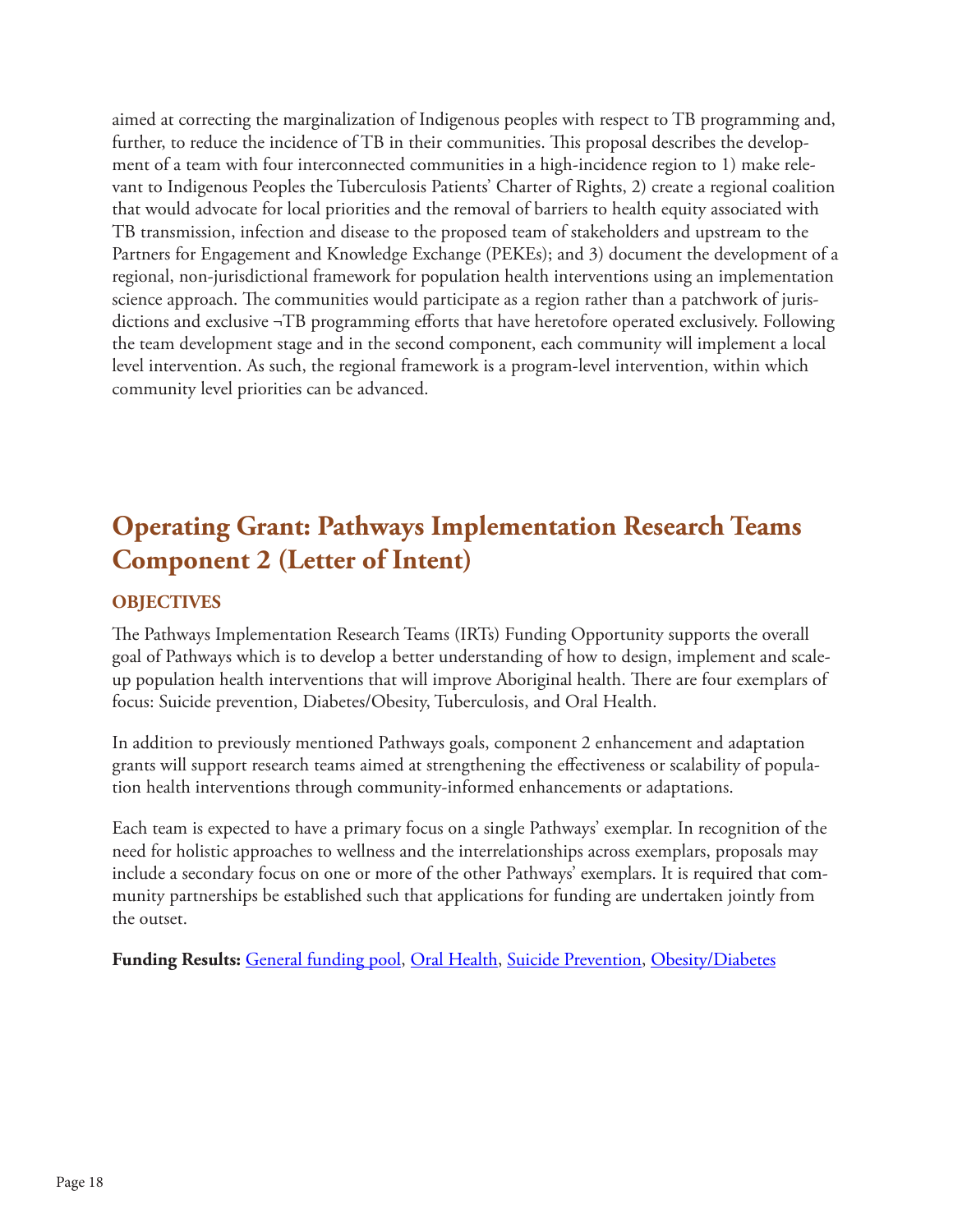aimed at correcting the marginalization of Indigenous peoples with respect to TB programming and, further, to reduce the incidence of TB in their communities. This proposal describes the development of a team with four interconnected communities in a high-incidence region to 1) make relevant to Indigenous Peoples the Tuberculosis Patients' Charter of Rights, 2) create a regional coalition that would advocate for local priorities and the removal of barriers to health equity associated with TB transmission, infection and disease to the proposed team of stakeholders and upstream to the Partners for Engagement and Knowledge Exchange (PEKEs); and 3) document the development of a regional, non-jurisdictional framework for population health interventions using an implementation science approach. The communities would participate as a region rather than a patchwork of jurisdictions and exclusive ¬TB programming efforts that have heretofore operated exclusively. Following the team development stage and in the second component, each community will implement a local level intervention. As such, the regional framework is a program-level intervention, within which community level priorities can be advanced.

## Operating Grant: Pathways Implementation Research Teams Component 2 (Letter of Intent)

### OBJECTIVES

The Pathways Implementation Research Teams (IRTs) Funding Opportunity supports the overall goal of Pathways which is to develop a better understanding of how to design, implement and scale-up population health interventions that will improve Aboriginal health. There are four exemplars of focus: Suicide prevention, Diabetes/Obesity, Tuberculosis, and Oral Health.

In addition to previously mentioned Pathways goals, component 2 enhancement and adaptation grants will support research teams aimed at strengthening the effectiveness or scalability of population health interventions through community-informed enhancements or adaptations.

Each team is expected to have a primary focus on a single Pathways' exemplar. In recognition of the need for holistic approaches to wellness and the interrelationships across exemplars, proposals may include a secondary focus on one or more of the other Pathways' exemplars. It is required that community partnerships be established such that applications for funding are undertaken jointly from the outset.

**Funding Results:** General funding pool, Oral Health, Suicide Prevention, Obesity/Diabetes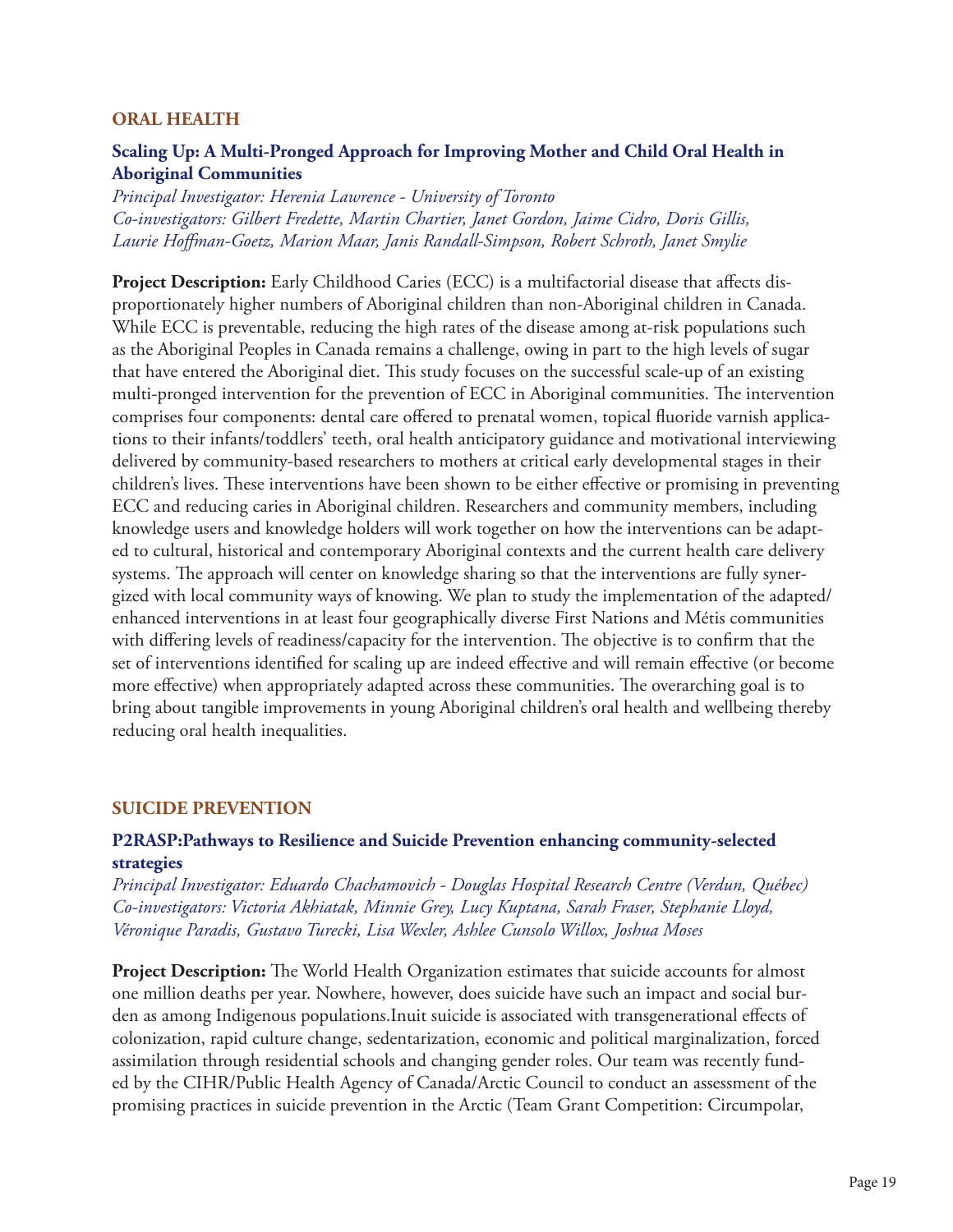## ORAL HEALTH

### Scaling Up: A Multi-Pronged Approach for Improving Mother and Child Oral Health in Aboriginal Communities

*Principal Investigator: Herenia Lawrence - University of Toronto*
*Co-investigators: Gilbert Fredette, Martin Chartier, Janet Gordon, Jaime Cidro, Doris Gillis, Laurie Hoffman-Goetz, Marion Maar, Janis Randall-Simpson, Robert Schroth, Janet Smylie*

**Project Description:** Early Childhood Caries (ECC) is a multifactorial disease that affects disproportionately higher numbers of Aboriginal children than non-Aboriginal children in Canada. While ECC is preventable, reducing the high rates of the disease among at-risk populations such as the Aboriginal Peoples in Canada remains a challenge, owing in part to the high levels of sugar that have entered the Aboriginal diet. This study focuses on the successful scale-up of an existing multi-pronged intervention for the prevention of ECC in Aboriginal communities. The intervention comprises four components: dental care offered to prenatal women, topical fluoride varnish applications to their infants/toddlers' teeth, oral health anticipatory guidance and motivational interviewing delivered by community-based researchers to mothers at critical early developmental stages in their children's lives. These interventions have been shown to be either effective or promising in preventing ECC and reducing caries in Aboriginal children. Researchers and community members, including knowledge users and knowledge holders will work together on how the interventions can be adapted to cultural, historical and contemporary Aboriginal contexts and the current health care delivery systems. The approach will center on knowledge sharing so that the interventions are fully synergized with local community ways of knowing. We plan to study the implementation of the adapted/enhanced interventions in at least four geographically diverse First Nations and Métis communities with differing levels of readiness/capacity for the intervention. The objective is to confirm that the set of interventions identified for scaling up are indeed effective and will remain effective (or become more effective) when appropriately adapted across these communities. The overarching goal is to bring about tangible improvements in young Aboriginal children's oral health and wellbeing thereby reducing oral health inequalities.

## SUICIDE PREVENTION

### P2RASP:Pathways to Resilience and Suicide Prevention enhancing community-selected strategies

*Principal Investigator: Eduardo Chachamovich - Douglas Hospital Research Centre (Verdun, Québec)*
*Co-investigators: Victoria Akhiatak, Minnie Grey, Lucy Kuptana, Sarah Fraser, Stephanie Lloyd, Véronique Paradis, Gustavo Turecki, Lisa Wexler, Ashlee Cunsolo Willox, Joshua Moses*

**Project Description:** The World Health Organization estimates that suicide accounts for almost one million deaths per year. Nowhere, however, does suicide have such an impact and social burden as among Indigenous populations.Inuit suicide is associated with transgenerational effects of colonization, rapid culture change, sedentarization, economic and political marginalization, forced assimilation through residential schools and changing gender roles. Our team was recently funded by the CIHR/Public Health Agency of Canada/Arctic Council to conduct an assessment of the promising practices in suicide prevention in the Arctic (Team Grant Competition: Circumpolar,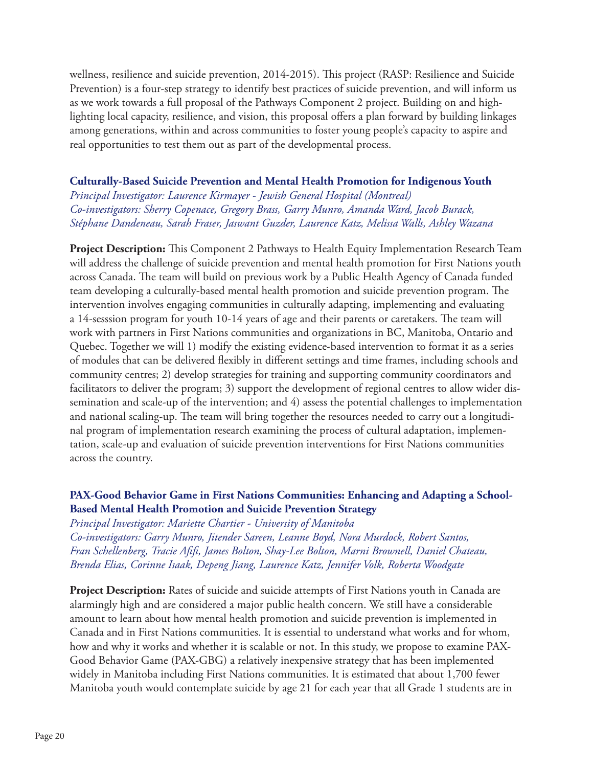wellness, resilience and suicide prevention, 2014-2015). This project (RASP: Resilience and Suicide Prevention) is a four-step strategy to identify best practices of suicide prevention, and will inform us as we work towards a full proposal of the Pathways Component 2 project. Building on and highlighting local capacity, resilience, and vision, this proposal offers a plan forward by building linkages among generations, within and across communities to foster young people's capacity to aspire and real opportunities to test them out as part of the developmental process.

### Culturally-Based Suicide Prevention and Mental Health Promotion for Indigenous Youth

*Principal Investigator: Laurence Kirmayer - Jewish General Hospital (Montreal)*
*Co-investigators: Sherry Copenace, Gregory Brass, Garry Munro, Amanda Ward, Jacob Burack, Stéphane Dandeneau, Sarah Fraser, Jaswant Guzder, Laurence Katz, Melissa Walls, Ashley Wazana*

**Project Description:** This Component 2 Pathways to Health Equity Implementation Research Team will address the challenge of suicide prevention and mental health promotion for First Nations youth across Canada. The team will build on previous work by a Public Health Agency of Canada funded team developing a culturally-based mental health promotion and suicide prevention program. The intervention involves engaging communities in culturally adapting, implementing and evaluating a 14-sesssion program for youth 10-14 years of age and their parents or caretakers. The team will work with partners in First Nations communities and organizations in BC, Manitoba, Ontario and Quebec. Together we will 1) modify the existing evidence-based intervention to format it as a series of modules that can be delivered flexibly in different settings and time frames, including schools and community centres; 2) develop strategies for training and supporting community coordinators and facilitators to deliver the program; 3) support the development of regional centres to allow wider dissemination and scale-up of the intervention; and 4) assess the potential challenges to implementation and national scaling-up. The team will bring together the resources needed to carry out a longitudinal program of implementation research examining the process of cultural adaptation, implementation, scale-up and evaluation of suicide prevention interventions for First Nations communities across the country.

### PAX-Good Behavior Game in First Nations Communities: Enhancing and Adapting a School-Based Mental Health Promotion and Suicide Prevention Strategy

*Principal Investigator: Mariette Chartier - University of Manitoba*
*Co-investigators: Garry Munro, Jitender Sareen, Leanne Boyd, Nora Murdock, Robert Santos, Fran Schellenberg, Tracie Afifi, James Bolton, Shay-Lee Bolton, Marni Brownell, Daniel Chateau, Brenda Elias, Corinne Isaak, Depeng Jiang, Laurence Katz, Jennifer Volk, Roberta Woodgate*

**Project Description:** Rates of suicide and suicide attempts of First Nations youth in Canada are alarmingly high and are considered a major public health concern. We still have a considerable amount to learn about how mental health promotion and suicide prevention is implemented in Canada and in First Nations communities. It is essential to understand what works and for whom, how and why it works and whether it is scalable or not. In this study, we propose to examine PAX-Good Behavior Game (PAX-GBG) a relatively inexpensive strategy that has been implemented widely in Manitoba including First Nations communities. It is estimated that about 1,700 fewer Manitoba youth would contemplate suicide by age 21 for each year that all Grade 1 students are in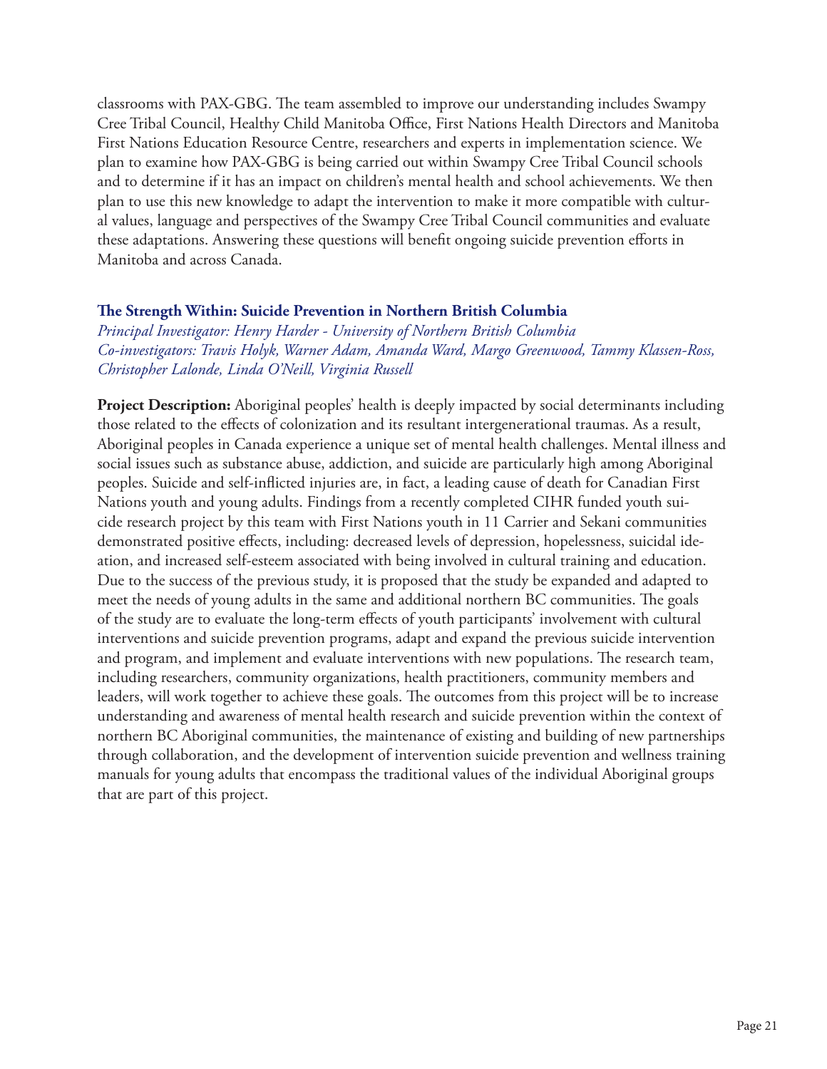classrooms with PAX-GBG. The team assembled to improve our understanding includes Swampy Cree Tribal Council, Healthy Child Manitoba Office, First Nations Health Directors and Manitoba First Nations Education Resource Centre, researchers and experts in implementation science. We plan to examine how PAX-GBG is being carried out within Swampy Cree Tribal Council schools and to determine if it has an impact on children's mental health and school achievements. We then plan to use this new knowledge to adapt the intervention to make it more compatible with cultural values, language and perspectives of the Swampy Cree Tribal Council communities and evaluate these adaptations. Answering these questions will benefit ongoing suicide prevention efforts in Manitoba and across Canada.

### The Strength Within: Suicide Prevention in Northern British Columbia

*Principal Investigator: Henry Harder - University of Northern British Columbia*
*Co-investigators: Travis Holyk, Warner Adam, Amanda Ward, Margo Greenwood, Tammy Klassen-Ross, Christopher Lalonde, Linda O'Neill, Virginia Russell*

**Project Description:** Aboriginal peoples' health is deeply impacted by social determinants including those related to the effects of colonization and its resultant intergenerational traumas. As a result, Aboriginal peoples in Canada experience a unique set of mental health challenges. Mental illness and social issues such as substance abuse, addiction, and suicide are particularly high among Aboriginal peoples. Suicide and self-inflicted injuries are, in fact, a leading cause of death for Canadian First Nations youth and young adults. Findings from a recently completed CIHR funded youth suicide research project by this team with First Nations youth in 11 Carrier and Sekani communities demonstrated positive effects, including: decreased levels of depression, hopelessness, suicidal ideation, and increased self-esteem associated with being involved in cultural training and education. Due to the success of the previous study, it is proposed that the study be expanded and adapted to meet the needs of young adults in the same and additional northern BC communities. The goals of the study are to evaluate the long-term effects of youth participants' involvement with cultural interventions and suicide prevention programs, adapt and expand the previous suicide intervention and program, and implement and evaluate interventions with new populations. The research team, including researchers, community organizations, health practitioners, community members and leaders, will work together to achieve these goals. The outcomes from this project will be to increase understanding and awareness of mental health research and suicide prevention within the context of northern BC Aboriginal communities, the maintenance of existing and building of new partnerships through collaboration, and the development of intervention suicide prevention and wellness training manuals for young adults that encompass the traditional values of the individual Aboriginal groups that are part of this project.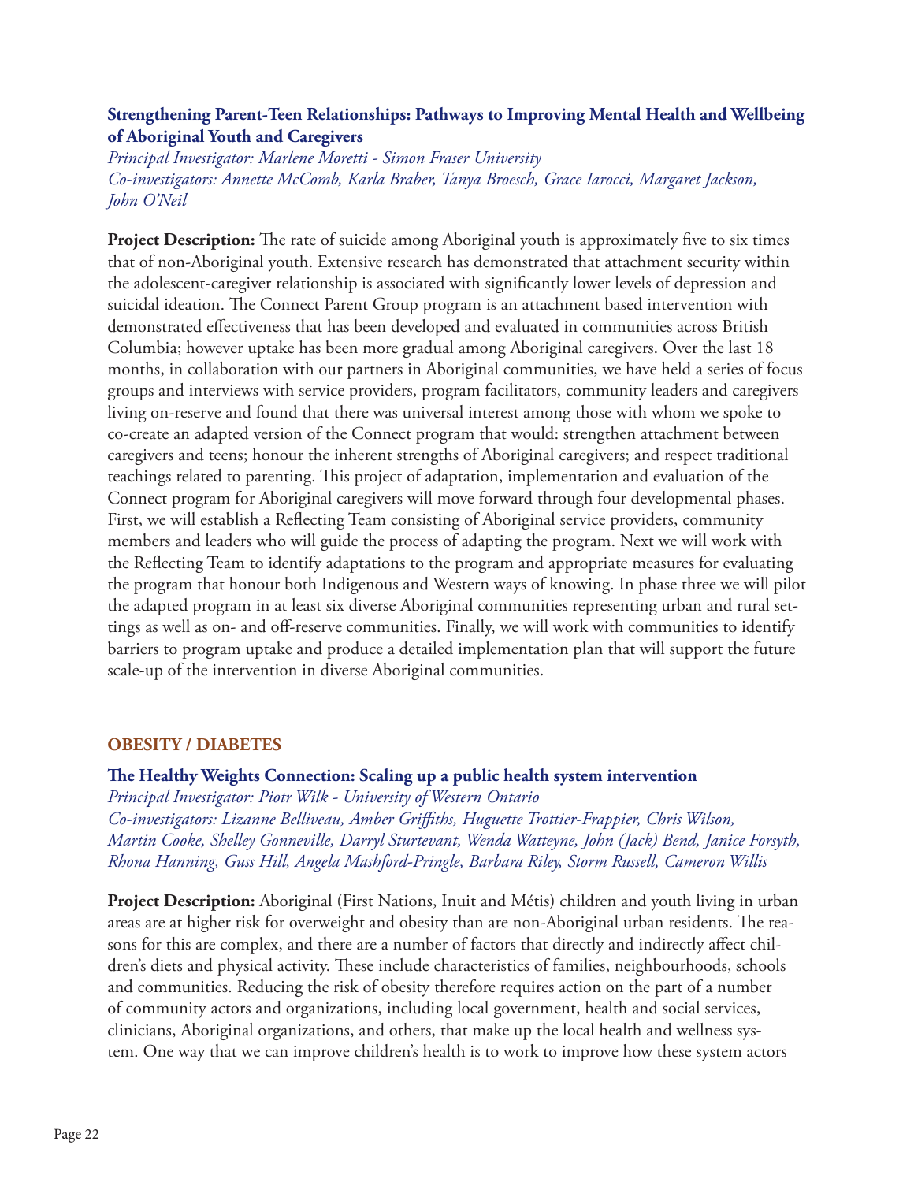### Strengthening Parent-Teen Relationships: Pathways to Improving Mental Health and Wellbeing of Aboriginal Youth and Caregivers

*Principal Investigator: Marlene Moretti - Simon Fraser University*
*Co-investigators: Annette McComb, Karla Braber, Tanya Broesch, Grace Iarocci, Margaret Jackson, John O'Neil*

**Project Description:** The rate of suicide among Aboriginal youth is approximately five to six times that of non-Aboriginal youth. Extensive research has demonstrated that attachment security within the adolescent-caregiver relationship is associated with significantly lower levels of depression and suicidal ideation. The Connect Parent Group program is an attachment based intervention with demonstrated effectiveness that has been developed and evaluated in communities across British Columbia; however uptake has been more gradual among Aboriginal caregivers. Over the last 18 months, in collaboration with our partners in Aboriginal communities, we have held a series of focus groups and interviews with service providers, program facilitators, community leaders and caregivers living on-reserve and found that there was universal interest among those with whom we spoke to co-create an adapted version of the Connect program that would: strengthen attachment between caregivers and teens; honour the inherent strengths of Aboriginal caregivers; and respect traditional teachings related to parenting. This project of adaptation, implementation and evaluation of the Connect program for Aboriginal caregivers will move forward through four developmental phases. First, we will establish a Reflecting Team consisting of Aboriginal service providers, community members and leaders who will guide the process of adapting the program. Next we will work with the Reflecting Team to identify adaptations to the program and appropriate measures for evaluating the program that honour both Indigenous and Western ways of knowing. In phase three we will pilot the adapted program in at least six diverse Aboriginal communities representing urban and rural settings as well as on- and off-reserve communities. Finally, we will work with communities to identify barriers to program uptake and produce a detailed implementation plan that will support the future scale-up of the intervention in diverse Aboriginal communities.

## OBESITY / DIABETES

### The Healthy Weights Connection: Scaling up a public health system intervention

*Principal Investigator: Piotr Wilk - University of Western Ontario*
*Co-investigators: Lizanne Belliveau, Amber Griffiths, Huguette Trottier-Frappier, Chris Wilson, Martin Cooke, Shelley Gonneville, Darryl Sturtevant, Wenda Watteyne, John (Jack) Bend, Janice Forsyth, Rhona Hanning, Guss Hill, Angela Mashford-Pringle, Barbara Riley, Storm Russell, Cameron Willis*

**Project Description:** Aboriginal (First Nations, Inuit and Métis) children and youth living in urban areas are at higher risk for overweight and obesity than are non-Aboriginal urban residents. The reasons for this are complex, and there are a number of factors that directly and indirectly affect children's diets and physical activity. These include characteristics of families, neighbourhoods, schools and communities. Reducing the risk of obesity therefore requires action on the part of a number of community actors and organizations, including local government, health and social services, clinicians, Aboriginal organizations, and others, that make up the local health and wellness system. One way that we can improve children's health is to work to improve how these system actors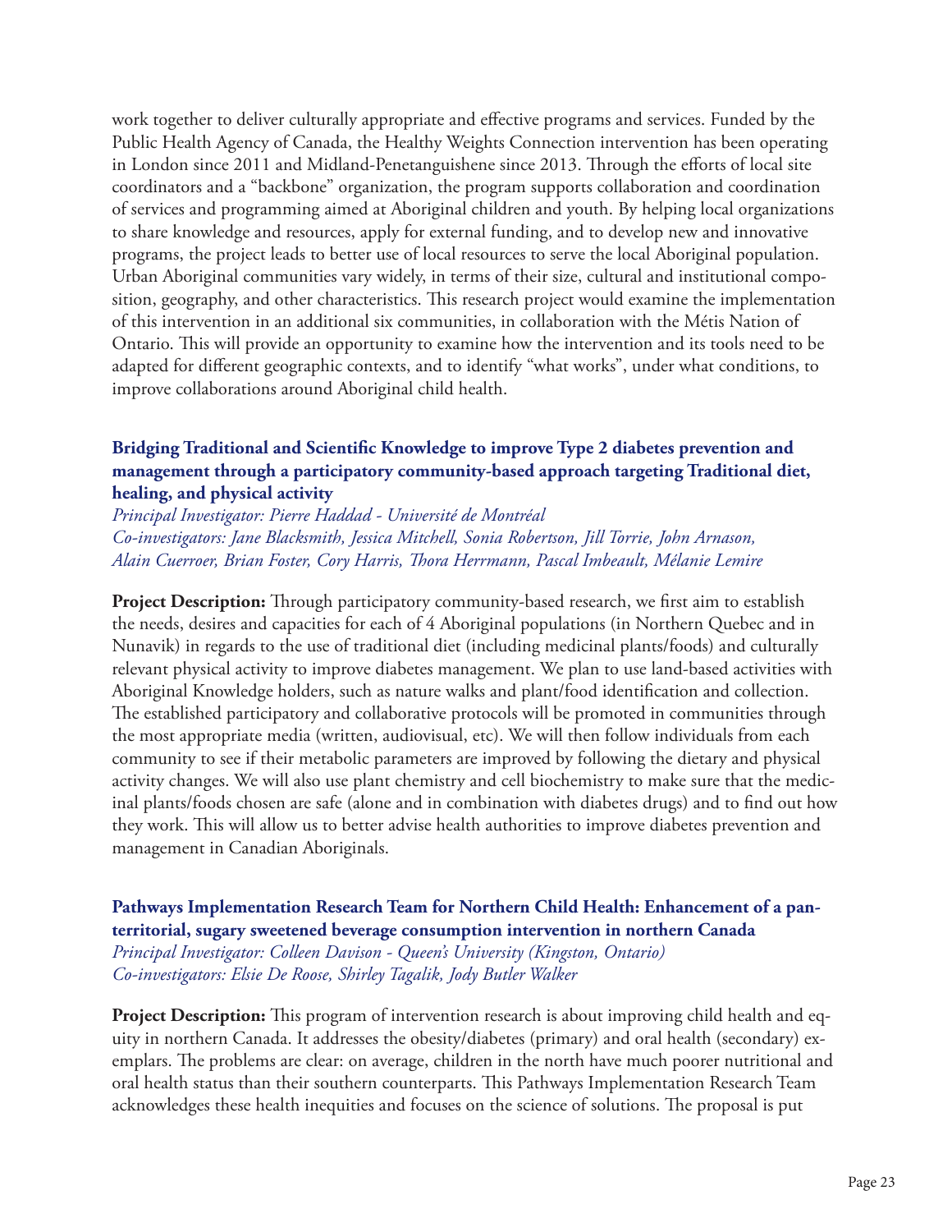work together to deliver culturally appropriate and effective programs and services. Funded by the Public Health Agency of Canada, the Healthy Weights Connection intervention has been operating in London since 2011 and Midland-Penetanguishene since 2013. Through the efforts of local site coordinators and a "backbone" organization, the program supports collaboration and coordination of services and programming aimed at Aboriginal children and youth. By helping local organizations to share knowledge and resources, apply for external funding, and to develop new and innovative programs, the project leads to better use of local resources to serve the local Aboriginal population. Urban Aboriginal communities vary widely, in terms of their size, cultural and institutional composition, geography, and other characteristics. This research project would examine the implementation of this intervention in an additional six communities, in collaboration with the Métis Nation of Ontario. This will provide an opportunity to examine how the intervention and its tools need to be adapted for different geographic contexts, and to identify "what works", under what conditions, to improve collaborations around Aboriginal child health.

### Bridging Traditional and Scientific Knowledge to improve Type 2 diabetes prevention and management through a participatory community-based approach targeting Traditional diet, healing, and physical activity

*Principal Investigator: Pierre Haddad - Université de Montréal*
*Co-investigators: Jane Blacksmith, Jessica Mitchell, Sonia Robertson, Jill Torrie, John Arnason, Alain Cuerroer, Brian Foster, Cory Harris, Thora Herrmann, Pascal Imbeault, Mélanie Lemire*

**Project Description:** Through participatory community-based research, we first aim to establish the needs, desires and capacities for each of 4 Aboriginal populations (in Northern Quebec and in Nunavik) in regards to the use of traditional diet (including medicinal plants/foods) and culturally relevant physical activity to improve diabetes management. We plan to use land-based activities with Aboriginal Knowledge holders, such as nature walks and plant/food identification and collection. The established participatory and collaborative protocols will be promoted in communities through the most appropriate media (written, audiovisual, etc). We will then follow individuals from each community to see if their metabolic parameters are improved by following the dietary and physical activity changes. We will also use plant chemistry and cell biochemistry to make sure that the medicinal plants/foods chosen are safe (alone and in combination with diabetes drugs) and to find out how they work. This will allow us to better advise health authorities to improve diabetes prevention and management in Canadian Aboriginals.

### Pathways Implementation Research Team for Northern Child Health: Enhancement of a pan-territorial, sugary sweetened beverage consumption intervention in northern Canada

*Principal Investigator: Colleen Davison - Queen's University (Kingston, Ontario)*
*Co-investigators: Elsie De Roose, Shirley Tagalik, Jody Butler Walker*

**Project Description:** This program of intervention research is about improving child health and equity in northern Canada. It addresses the obesity/diabetes (primary) and oral health (secondary) exemplars. The problems are clear: on average, children in the north have much poorer nutritional and oral health status than their southern counterparts. This Pathways Implementation Research Team acknowledges these health inequities and focuses on the science of solutions. The proposal is put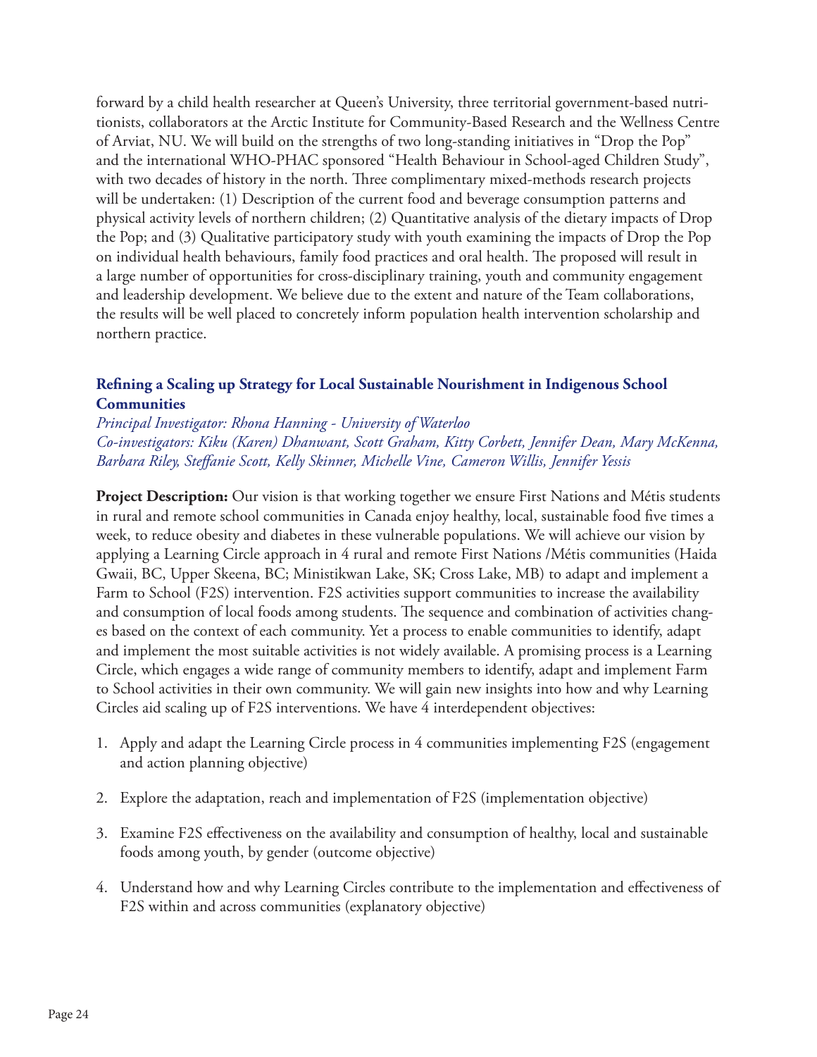forward by a child health researcher at Queen's University, three territorial government-based nutritionists, collaborators at the Arctic Institute for Community-Based Research and the Wellness Centre of Arviat, NU. We will build on the strengths of two long-standing initiatives in "Drop the Pop" and the international WHO-PHAC sponsored "Health Behaviour in School-aged Children Study", with two decades of history in the north. Three complimentary mixed-methods research projects will be undertaken: (1) Description of the current food and beverage consumption patterns and physical activity levels of northern children; (2) Quantitative analysis of the dietary impacts of Drop the Pop; and (3) Qualitative participatory study with youth examining the impacts of Drop the Pop on individual health behaviours, family food practices and oral health. The proposed will result in a large number of opportunities for cross-disciplinary training, youth and community engagement and leadership development. We believe due to the extent and nature of the Team collaborations, the results will be well placed to concretely inform population health intervention scholarship and northern practice.

### Refining a Scaling up Strategy for Local Sustainable Nourishment in Indigenous School Communities

*Principal Investigator: Rhona Hanning - University of Waterloo*
*Co-investigators: Kiku (Karen) Dhanwant, Scott Graham, Kitty Corbett, Jennifer Dean, Mary McKenna, Barbara Riley, Steffanie Scott, Kelly Skinner, Michelle Vine, Cameron Willis, Jennifer Yessis*

**Project Description:** Our vision is that working together we ensure First Nations and Métis students in rural and remote school communities in Canada enjoy healthy, local, sustainable food five times a week, to reduce obesity and diabetes in these vulnerable populations. We will achieve our vision by applying a Learning Circle approach in 4 rural and remote First Nations /Métis communities (Haida Gwaii, BC, Upper Skeena, BC; Ministikwan Lake, SK; Cross Lake, MB) to adapt and implement a Farm to School (F2S) intervention. F2S activities support communities to increase the availability and consumption of local foods among students. The sequence and combination of activities changes based on the context of each community. Yet a process to enable communities to identify, adapt and implement the most suitable activities is not widely available. A promising process is a Learning Circle, which engages a wide range of community members to identify, adapt and implement Farm to School activities in their own community. We will gain new insights into how and why Learning Circles aid scaling up of F2S interventions. We have 4 interdependent objectives:

1. Apply and adapt the Learning Circle process in 4 communities implementing F2S (engagement and action planning objective)
2. Explore the adaptation, reach and implementation of F2S (implementation objective)
3. Examine F2S effectiveness on the availability and consumption of healthy, local and sustainable foods among youth, by gender (outcome objective)
4. Understand how and why Learning Circles contribute to the implementation and effectiveness of F2S within and across communities (explanatory objective)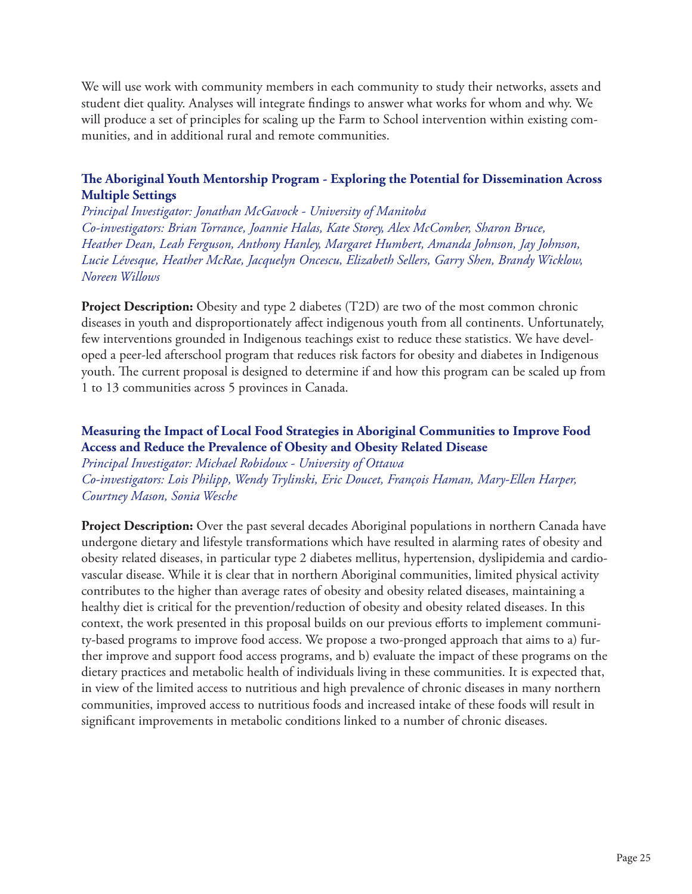We will use work with community members in each community to study their networks, assets and student diet quality. Analyses will integrate findings to answer what works for whom and why. We will produce a set of principles for scaling up the Farm to School intervention within existing communities, and in additional rural and remote communities.

### The Aboriginal Youth Mentorship Program - Exploring the Potential for Dissemination Across Multiple Settings

*Principal Investigator: Jonathan McGavock - University of Manitoba*
*Co-investigators: Brian Torrance, Joannie Halas, Kate Storey, Alex McComber, Sharon Bruce, Heather Dean, Leah Ferguson, Anthony Hanley, Margaret Humbert, Amanda Johnson, Jay Johnson, Lucie Lévesque, Heather McRae, Jacquelyn Oncescu, Elizabeth Sellers, Garry Shen, Brandy Wicklow, Noreen Willows*

**Project Description:** Obesity and type 2 diabetes (T2D) are two of the most common chronic diseases in youth and disproportionately affect indigenous youth from all continents. Unfortunately, few interventions grounded in Indigenous teachings exist to reduce these statistics. We have developed a peer-led afterschool program that reduces risk factors for obesity and diabetes in Indigenous youth. The current proposal is designed to determine if and how this program can be scaled up from 1 to 13 communities across 5 provinces in Canada.

### Measuring the Impact of Local Food Strategies in Aboriginal Communities to Improve Food Access and Reduce the Prevalence of Obesity and Obesity Related Disease

*Principal Investigator: Michael Robidoux - University of Ottawa*
*Co-investigators: Lois Philipp, Wendy Trylinski, Eric Doucet, François Haman, Mary-Ellen Harper, Courtney Mason, Sonia Wesche*

**Project Description:** Over the past several decades Aboriginal populations in northern Canada have undergone dietary and lifestyle transformations which have resulted in alarming rates of obesity and obesity related diseases, in particular type 2 diabetes mellitus, hypertension, dyslipidemia and cardiovascular disease. While it is clear that in northern Aboriginal communities, limited physical activity contributes to the higher than average rates of obesity and obesity related diseases, maintaining a healthy diet is critical for the prevention/reduction of obesity and obesity related diseases. In this context, the work presented in this proposal builds on our previous efforts to implement community-based programs to improve food access. We propose a two-pronged approach that aims to a) further improve and support food access programs, and b) evaluate the impact of these programs on the dietary practices and metabolic health of individuals living in these communities. It is expected that, in view of the limited access to nutritious and high prevalence of chronic diseases in many northern communities, improved access to nutritious foods and increased intake of these foods will result in significant improvements in metabolic conditions linked to a number of chronic diseases.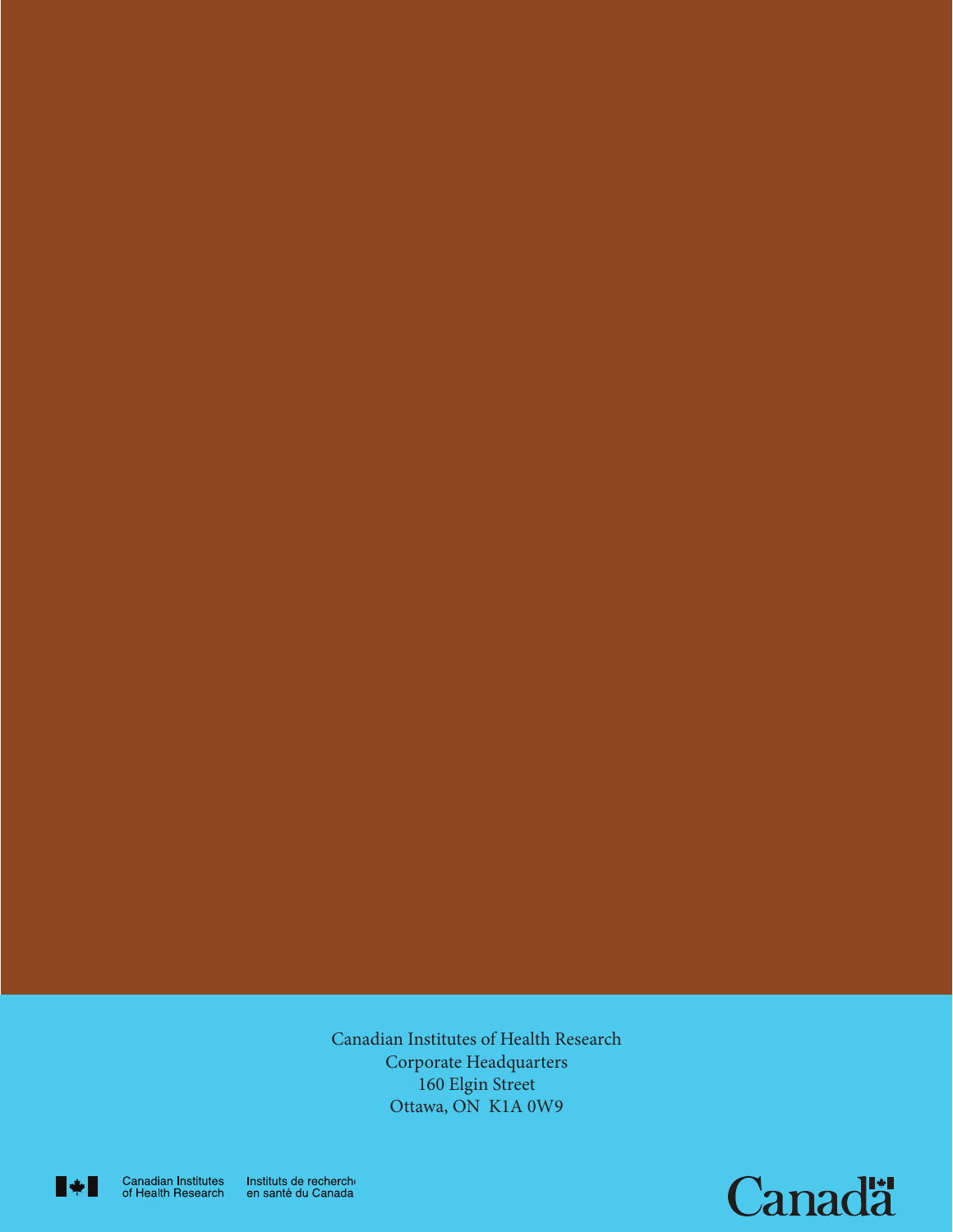Canadian Institutes of Health Research
Corporate Headquarters
160 Elgin Street
Ottawa, ON  K1A 0W9

Canadian Institutes of Health Research

Instituts de recherche en santé du Canada

Canada